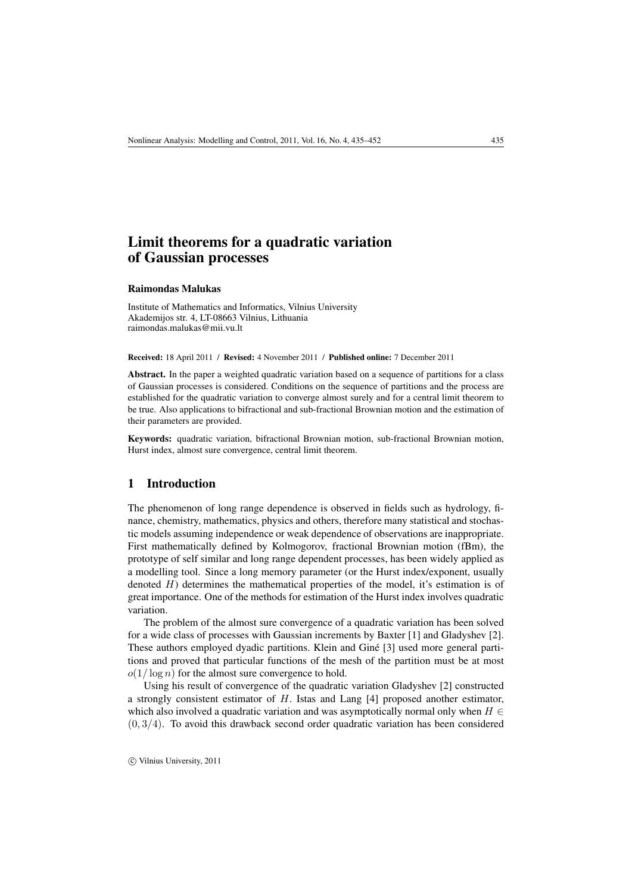# Limit theorems for a quadratic variation of Gaussian processes

**Raimondas Malukas**

Institute of Mathematics and Informatics, Vilnius University
Akademijos str. 4, LT-08663 Vilnius, Lithuania
raimondas.malukas@mii.vu.lt

**Received:** 18 April 2011 / **Revised:** 4 November 2011 / **Published online:** 7 December 2011

**Abstract.** In the paper a weighted quadratic variation based on a sequence of partitions for a class of Gaussian processes is considered. Conditions on the sequence of partitions and the process are established for the quadratic variation to converge almost surely and for a central limit theorem to be true. Also applications to bifractional and sub-fractional Brownian motion and the estimation of their parameters are provided.

**Keywords:** quadratic variation, bifractional Brownian motion, sub-fractional Brownian motion, Hurst index, almost sure convergence, central limit theorem.

## 1 Introduction

The phenomenon of long range dependence is observed in fields such as hydrology, finance, chemistry, mathematics, physics and others, therefore many statistical and stochastic models assuming independence or weak dependence of observations are inappropriate. First mathematically defined by Kolmogorov, fractional Brownian motion (fBm), the prototype of self similar and long range dependent processes, has been widely applied as a modelling tool. Since a long memory parameter (or the Hurst index/exponent, usually denoted $H$) determines the mathematical properties of the model, it's estimation is of great importance. One of the methods for estimation of the Hurst index involves quadratic variation.

The problem of the almost sure convergence of a quadratic variation has been solved for a wide class of processes with Gaussian increments by Baxter [1] and Gladyshev [2]. These authors employed dyadic partitions. Klein and Giné [3] used more general partitions and proved that particular functions of the mesh of the partition must be at most $o(1/\log n)$ for the almost sure convergence to hold.

Using his result of convergence of the quadratic variation Gladyshev [2] constructed a strongly consistent estimator of $H$. Istas and Lang [4] proposed another estimator, which also involved a quadratic variation and was asymptotically normal only when $H \in (0, 3/4)$. To avoid this drawback second order quadratic variation has been considered

© Vilnius University, 2011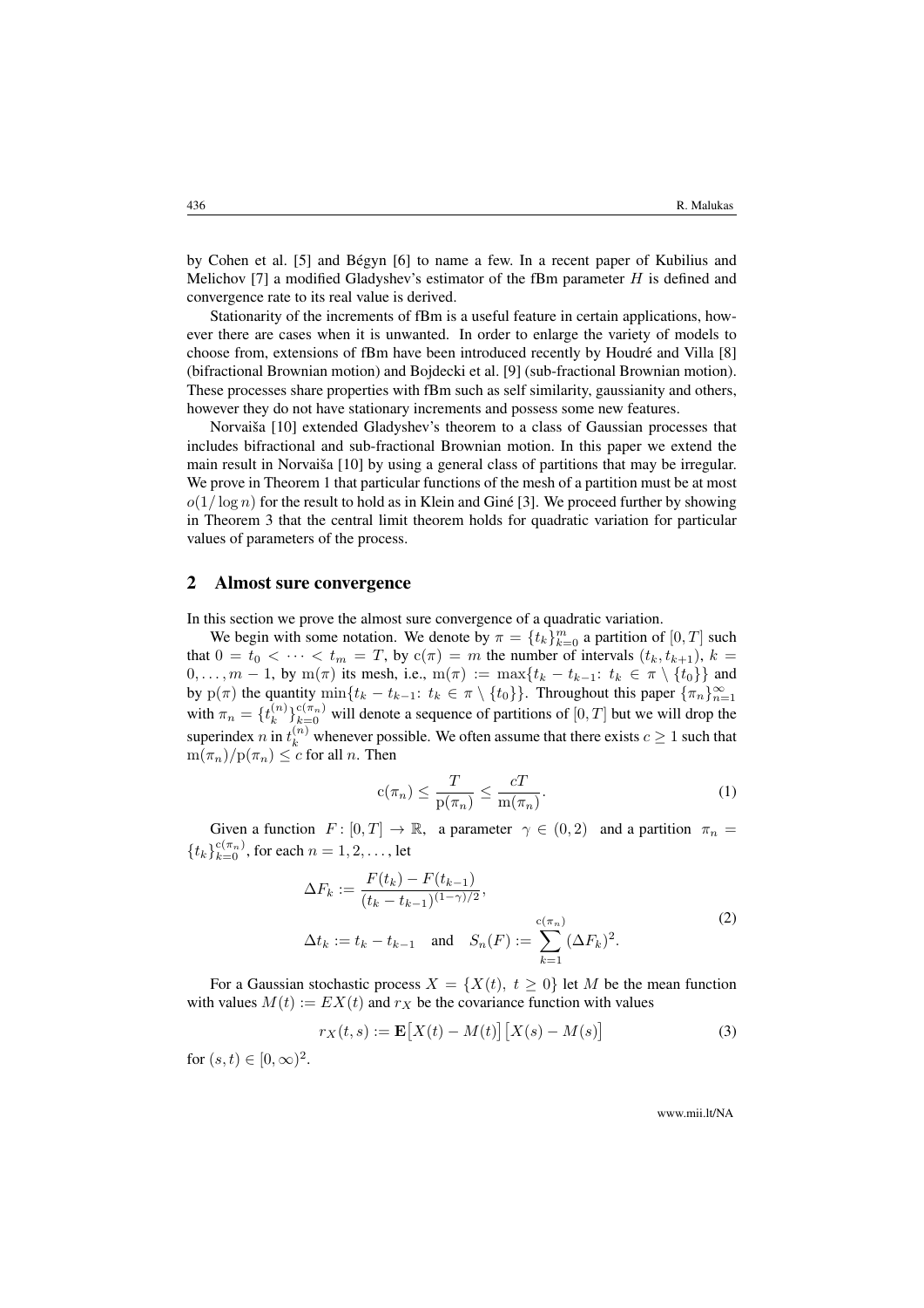by Cohen et al. [5] and Bégyn [6] to name a few. In a recent paper of Kubilius and Melichov [7] a modified Gladyshev's estimator of the fBm parameter $H$ is defined and convergence rate to its real value is derived.

Stationarity of the increments of fBm is a useful feature in certain applications, however there are cases when it is unwanted. In order to enlarge the variety of models to choose from, extensions of fBm have been introduced recently by Houdré and Villa [8] (bifractional Brownian motion) and Bojdecki et al. [9] (sub-fractional Brownian motion). These processes share properties with fBm such as self similarity, gaussianity and others, however they do not have stationary increments and possess some new features.

Norvaiša [10] extended Gladyshev's theorem to a class of Gaussian processes that includes bifractional and sub-fractional Brownian motion. In this paper we extend the main result in Norvaiša [10] by using a general class of partitions that may be irregular. We prove in Theorem 1 that particular functions of the mesh of a partition must be at most $o(1/\log n)$ for the result to hold as in Klein and Giné [3]. We proceed further by showing in Theorem 3 that the central limit theorem holds for quadratic variation for particular values of parameters of the process.

## 2 Almost sure convergence

In this section we prove the almost sure convergence of a quadratic variation.

We begin with some notation. We denote by $\pi = \{t_k\}_{k=0}^m$ a partition of $[0, T]$ such that $0 = t_0 < \cdots < t_m = T$, by $\mathrm{c}(\pi) = m$ the number of intervals $(t_k, t_{k+1})$, $k = 0, \ldots, m-1$, by $\mathrm{m}(\pi)$ its mesh, i.e., $\mathrm{m}(\pi) := \max\{t_k - t_{k-1}\colon t_k \in \pi \setminus \{t_0\}\}$ and by $\mathrm{p}(\pi)$ the quantity $\min\{t_k - t_{k-1}\colon t_k \in \pi \setminus \{t_0\}\}$. Throughout this paper $\{\pi_n\}_{n=1}^\infty$ with $\pi_n = \{t_k^{(n)}\}_{k=0}^{\mathrm{c}(\pi_n)}$ will denote a sequence of partitions of $[0, T]$ but we will drop the superindex $n$ in $t_k^{(n)}$ whenever possible. We often assume that there exists $c \geq 1$ such that $\mathrm{m}(\pi_n)/\mathrm{p}(\pi_n) \leq c$ for all $n$. Then

$$\mathrm{c}(\pi_n) \leq \frac{T}{\mathrm{p}(\pi_n)} \leq \frac{cT}{\mathrm{m}(\pi_n)}. \tag{1}$$

Given a function $F\colon [0, T] \to \mathbb{R}$, a parameter $\gamma \in (0, 2)$ and a partition $\pi_n = \{t_k\}_{k=0}^{\mathrm{c}(\pi_n)}$, for each $n = 1, 2, \ldots$, let

$$\begin{aligned} \Delta F_k &:= \frac{F(t_k) - F(t_{k-1})}{(t_k - t_{k-1})^{(1-\gamma)/2}}, \\ \Delta t_k &:= t_k - t_{k-1} \quad \text{and} \quad S_n(F) := \sum_{k=1}^{\mathrm{c}(\pi_n)} (\Delta F_k)^2. \end{aligned} \tag{2}$$

For a Gaussian stochastic process $X = \{X(t),\ t \geq 0\}$ let $M$ be the mean function with values $M(t) := EX(t)$ and $r_X$ be the covariance function with values

$$r_X(t, s) := \mathbf{E}\big[X(t) - M(t)\big]\big[X(s) - M(s)\big] \tag{3}$$

for $(s, t) \in [0, \infty)^2$.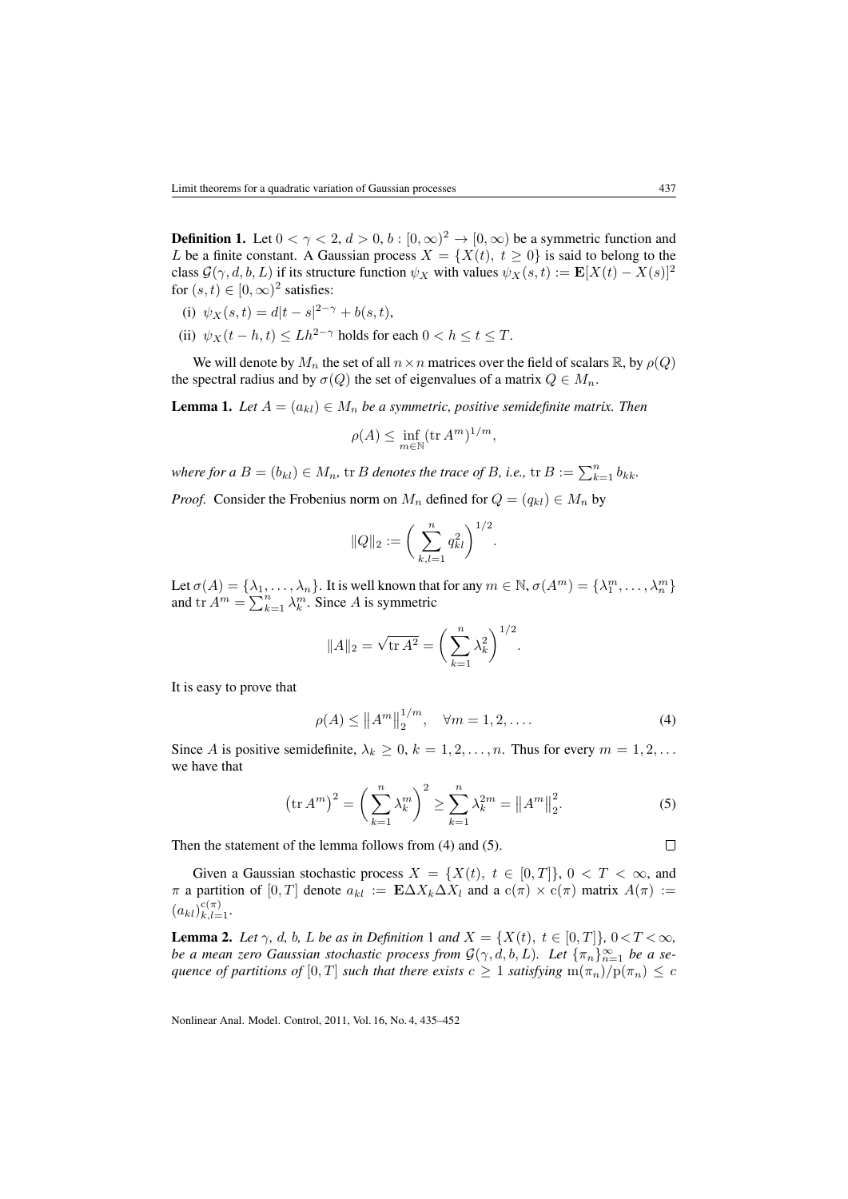**Definition 1.** Let $0 < \gamma < 2$, $d > 0$, $b : [0, \infty)^2 \to [0, \infty)$ be a symmetric function and $L$ be a finite constant. A Gaussian process $X = \{X(t),\ t \geq 0\}$ is said to belong to the class $\mathcal{G}(\gamma, d, b, L)$ if its structure function $\psi_X$ with values $\psi_X(s,t) := \mathbf{E}[X(t) - X(s)]^2$ for $(s,t) \in [0, \infty)^2$ satisfies:

(i) $\psi_X(s,t) = d|t-s|^{2-\gamma} + b(s,t)$,

(ii) $\psi_X(t-h, t) \leq L h^{2-\gamma}$ holds for each $0 < h \leq t \leq T$.

We will denote by $M_n$ the set of all $n \times n$ matrices over the field of scalars $\mathbb{R}$, by $\rho(Q)$ the spectral radius and by $\sigma(Q)$ the set of eigenvalues of a matrix $Q \in M_n$.

**Lemma 1.** *Let $A = (a_{kl}) \in M_n$ be a symmetric, positive semidefinite matrix. Then*

$$\rho(A) \leq \inf_{m \in \mathbb{N}} (\operatorname{tr} A^m)^{1/m},$$

*where for a $B = (b_{kl}) \in M_n$, $\operatorname{tr} B$ denotes the trace of $B$, i.e., $\operatorname{tr} B := \sum_{k=1}^n b_{kk}$.*

*Proof.* Consider the Frobenius norm on $M_n$ defined for $Q = (q_{kl}) \in M_n$ by

$$\|Q\|_2 := \left( \sum_{k,l=1}^n q_{kl}^2 \right)^{1/2}.$$

Let $\sigma(A) = \{\lambda_1, \ldots, \lambda_n\}$. It is well known that for any $m \in \mathbb{N}$, $\sigma(A^m) = \{\lambda_1^m, \ldots, \lambda_n^m\}$ and $\operatorname{tr} A^m = \sum_{k=1}^n \lambda_k^m$. Since $A$ is symmetric

$$\|A\|_2 = \sqrt{\operatorname{tr} A^2} = \left( \sum_{k=1}^n \lambda_k^2 \right)^{1/2}.$$

It is easy to prove that

$$\rho(A) \leq \|A^m\|_2^{1/m}, \quad \forall m = 1, 2, \ldots. \tag{4}$$

Since $A$ is positive semidefinite, $\lambda_k \geq 0$, $k = 1, 2, \ldots, n$. Thus for every $m = 1, 2, \ldots$ we have that

$$\left(\operatorname{tr} A^m\right)^2 = \left( \sum_{k=1}^n \lambda_k^m \right)^2 \geq \sum_{k=1}^n \lambda_k^{2m} = \|A^m\|_2^2. \tag{5}$$

Then the statement of the lemma follows from (4) and (5). $\square$

Given a Gaussian stochastic process $X = \{X(t),\ t \in [0,T]\}$, $0 < T < \infty$, and $\pi$ a partition of $[0,T]$ denote $a_{kl} := \mathbf{E}\Delta X_k \Delta X_l$ and a $\mathrm{c}(\pi) \times \mathrm{c}(\pi)$ matrix $A(\pi) := (a_{kl})_{k,l=1}^{\mathrm{c}(\pi)}$.

**Lemma 2.** *Let $\gamma$, $d$, $b$, $L$ be as in Definition 1 and $X = \{X(t),\ t \in [0,T]\}$, $0 < T < \infty$, be a mean zero Gaussian stochastic process from $\mathcal{G}(\gamma, d, b, L)$. Let $\{\pi_n\}_{n=1}^\infty$ be a sequence of partitions of $[0,T]$ such that there exists $c \geq 1$ satisfying $\mathrm{m}(\pi_n)/\mathrm{p}(\pi_n) \leq c$*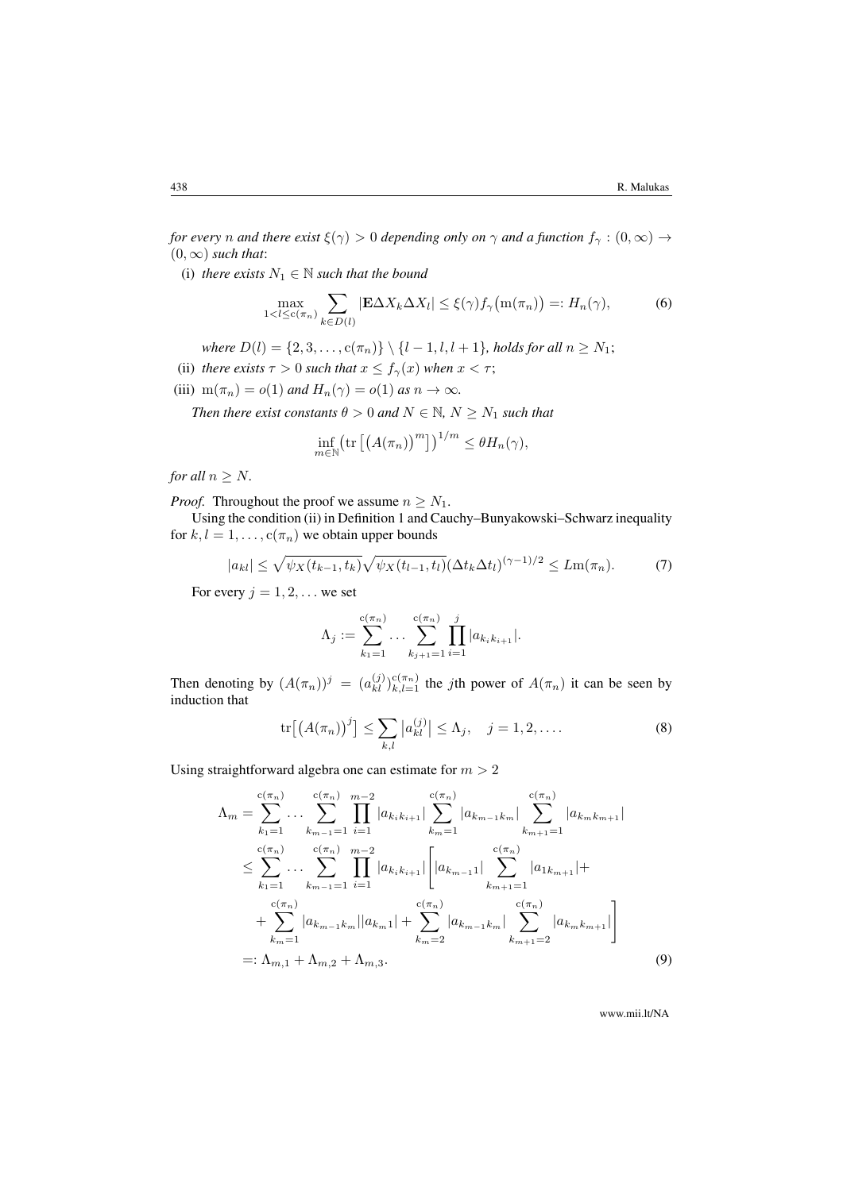*for every $n$ and there exist $\xi(\gamma) > 0$ depending only on $\gamma$ and a function $f_\gamma : (0,\infty) \to (0,\infty)$ such that*:

(i) *there exists $N_1 \in \mathbb{N}$ such that the bound*

$$\max_{1<l\le \mathrm{c}(\pi_n)} \sum_{k\in D(l)} |\mathbf{E}\Delta X_k \Delta X_l| \le \xi(\gamma) f_\gamma\big(\mathrm{m}(\pi_n)\big) =: H_n(\gamma), \tag{6}$$

*where $D(l) = \{2,3,\dots,\mathrm{c}(\pi_n)\} \setminus \{l-1,l,l+1\}$, holds for all $n \ge N_1$;*

(ii) *there exists $\tau > 0$ such that $x \le f_\gamma(x)$ when $x < \tau$;*

(iii) *$\mathrm{m}(\pi_n) = o(1)$ and $H_n(\gamma) = o(1)$ as $n \to \infty$.*

*Then there exist constants $\theta > 0$ and $N \in \mathbb{N}$, $N \ge N_1$ such that*

$$\inf_{m\in\mathbb{N}} \big(\mathrm{tr}\big[\big(A(\pi_n)\big)^m\big]\big)^{1/m} \le \theta H_n(\gamma),$$

*for all $n \ge N$.*

*Proof.* Throughout the proof we assume $n \ge N_1$.

Using the condition (ii) in Definition 1 and Cauchy–Bunyakowski–Schwarz inequality for $k,l = 1,\dots,\mathrm{c}(\pi_n)$ we obtain upper bounds

$$|a_{kl}| \le \sqrt{\psi_X(t_{k-1},t_k)}\sqrt{\psi_X(t_{l-1},t_l)}(\Delta t_k \Delta t_l)^{(\gamma-1)/2} \le L\mathrm{m}(\pi_n). \tag{7}$$

For every $j = 1,2,\dots$ we set

$$\Lambda_j := \sum_{k_1=1}^{\mathrm{c}(\pi_n)} \dots \sum_{k_{j+1}=1}^{\mathrm{c}(\pi_n)} \prod_{i=1}^{j} |a_{k_i k_{i+1}}|.$$

Then denoting by $(A(\pi_n))^j = (a_{kl}^{(j)})_{k,l=1}^{\mathrm{c}(\pi_n)}$ the $j$th power of $A(\pi_n)$ it can be seen by induction that

$$\mathrm{tr}\big[\big(A(\pi_n)\big)^j\big] \le \sum_{k,l} \big|a_{kl}^{(j)}\big| \le \Lambda_j, \quad j = 1,2,\dots. \tag{8}$$

Using straightforward algebra one can estimate for $m > 2$

$$\begin{aligned}
\Lambda_m &= \sum_{k_1=1}^{\mathrm{c}(\pi_n)} \dots \sum_{k_{m-1}=1}^{\mathrm{c}(\pi_n)} \prod_{i=1}^{m-2} |a_{k_i k_{i+1}}| \sum_{k_m=1}^{\mathrm{c}(\pi_n)} |a_{k_{m-1}k_m}| \sum_{k_{m+1}=1}^{\mathrm{c}(\pi_n)} |a_{k_m k_{m+1}}| \\
&\le \sum_{k_1=1}^{\mathrm{c}(\pi_n)} \dots \sum_{k_{m-1}=1}^{\mathrm{c}(\pi_n)} \prod_{i=1}^{m-2} |a_{k_i k_{i+1}}| \Bigg[ |a_{k_{m-1}1}| \sum_{k_{m+1}=1}^{\mathrm{c}(\pi_n)} |a_{1k_{m+1}}| + \\
&\quad + \sum_{k_m=1}^{\mathrm{c}(\pi_n)} |a_{k_{m-1}k_m}||a_{k_m 1}| + \sum_{k_m=2}^{\mathrm{c}(\pi_n)} |a_{k_{m-1}k_m}| \sum_{k_{m+1}=2}^{\mathrm{c}(\pi_n)} |a_{k_m k_{m+1}}| \Bigg] \\
&=: \Lambda_{m,1} + \Lambda_{m,2} + \Lambda_{m,3}.
\end{aligned} \tag{9}$$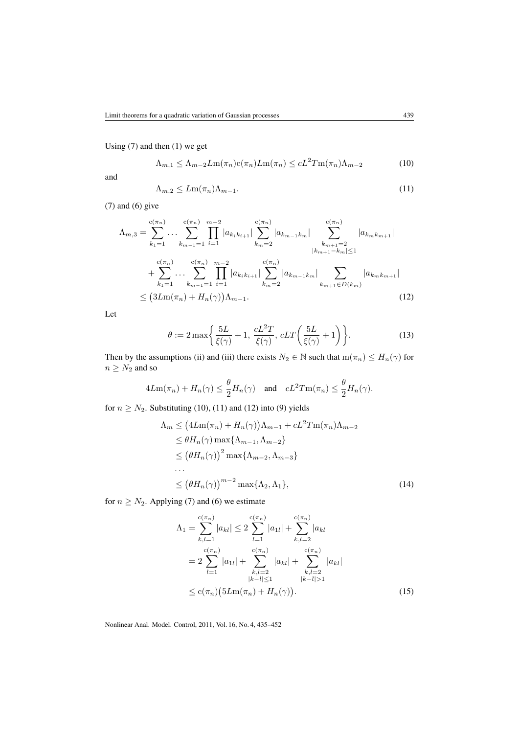Using (7) and then (1) we get

$$\Lambda_{m,1} \le \Lambda_{m-2} L\mathrm{m}(\pi_n)\mathrm{c}(\pi_n) L\mathrm{m}(\pi_n) \le cL^2 T\mathrm{m}(\pi_n)\Lambda_{m-2} \tag{10}$$

and

$$\Lambda_{m,2} \le L\mathrm{m}(\pi_n)\Lambda_{m-1}. \tag{11}$$

(7) and (6) give

$$\begin{aligned}
\Lambda_{m,3} &= \sum_{k_1=1}^{\mathrm{c}(\pi_n)} \dots \sum_{k_{m-1}=1}^{\mathrm{c}(\pi_n)} \prod_{i=1}^{m-2} |a_{k_i k_{i+1}}| \sum_{k_m=2}^{\mathrm{c}(\pi_n)} |a_{k_{m-1}k_m}| \sum_{\substack{k_{m+1}=2 \\ |k_{m+1}-k_m|\le 1}}^{\mathrm{c}(\pi_n)} |a_{k_m k_{m+1}}| \\
&\quad + \sum_{k_1=1}^{\mathrm{c}(\pi_n)} \dots \sum_{k_{m-1}=1}^{\mathrm{c}(\pi_n)} \prod_{i=1}^{m-2} |a_{k_i k_{i+1}}| \sum_{k_m=2}^{\mathrm{c}(\pi_n)} |a_{k_{m-1}k_m}| \sum_{k_{m+1}\in D(k_m)} |a_{k_m k_{m+1}}| \\
&\le \bigl(3L\mathrm{m}(\pi_n) + H_n(\gamma)\bigr)\Lambda_{m-1}.
\end{aligned} \tag{12}$$

Let

$$\theta := 2\max\biggl\{\frac{5L}{\xi(\gamma)} + 1,\ \frac{cL^2T}{\xi(\gamma)},\ cLT\biggl(\frac{5L}{\xi(\gamma)} + 1\biggr)\biggr\}. \tag{13}$$

Then by the assumptions (ii) and (iii) there exists $N_2 \in \mathbb{N}$ such that $\mathrm{m}(\pi_n) \le H_n(\gamma)$ for $n \ge N_2$ and so

$$4L\mathrm{m}(\pi_n) + H_n(\gamma) \le \frac{\theta}{2} H_n(\gamma) \quad \text{and} \quad cL^2T\mathrm{m}(\pi_n) \le \frac{\theta}{2} H_n(\gamma).$$

for $n \ge N_2$. Substituting (10), (11) and (12) into (9) yields

$$\begin{aligned}
\Lambda_m &\le \bigl(4L\mathrm{m}(\pi_n) + H_n(\gamma)\bigr)\Lambda_{m-1} + cL^2T\mathrm{m}(\pi_n)\Lambda_{m-2} \\
&\le \theta H_n(\gamma)\max\{\Lambda_{m-1}, \Lambda_{m-2}\} \\
&\le \bigl(\theta H_n(\gamma)\bigr)^2 \max\{\Lambda_{m-2}, \Lambda_{m-3}\} \\
&\dots \\
&\le \bigl(\theta H_n(\gamma)\bigr)^{m-2} \max\{\Lambda_2, \Lambda_1\},
\end{aligned} \tag{14}$$

for $n \ge N_2$. Applying (7) and (6) we estimate

$$\begin{aligned}
\Lambda_1 &= \sum_{k,l=1}^{\mathrm{c}(\pi_n)} |a_{kl}| \le 2\sum_{l=1}^{\mathrm{c}(\pi_n)} |a_{1l}| + \sum_{k,l=2}^{\mathrm{c}(\pi_n)} |a_{kl}| \\
&= 2\sum_{l=1}^{\mathrm{c}(\pi_n)} |a_{1l}| + \sum_{\substack{k,l=2 \\ |k-l|\le 1}}^{\mathrm{c}(\pi_n)} |a_{kl}| + \sum_{\substack{k,l=2 \\ |k-l|>1}}^{\mathrm{c}(\pi_n)} |a_{kl}| \\
&\le \mathrm{c}(\pi_n)\bigl(5L\mathrm{m}(\pi_n) + H_n(\gamma)\bigr).
\end{aligned} \tag{15}$$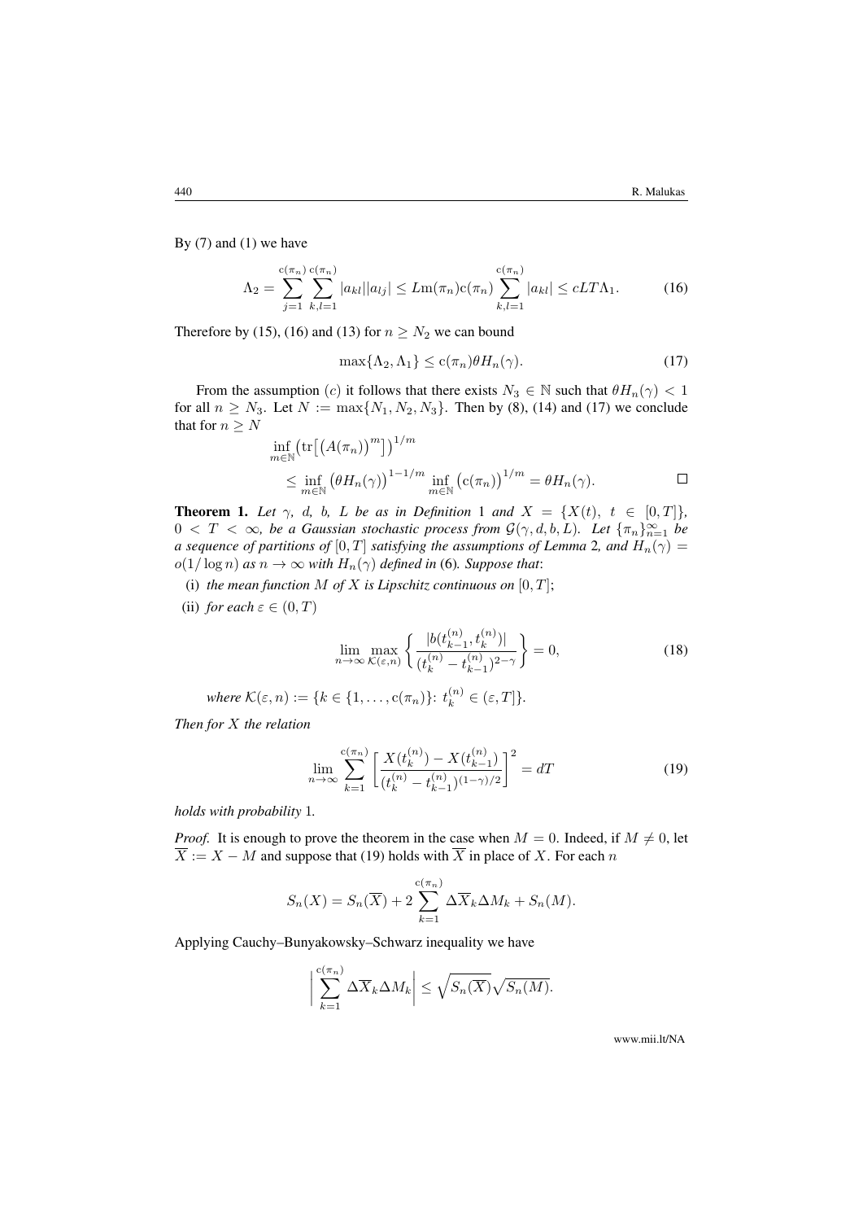By (7) and (1) we have

$$
\Lambda_2 = \sum_{j=1}^{\mathrm{c}(\pi_n)} \sum_{k,l=1}^{\mathrm{c}(\pi_n)} |a_{kl}||a_{lj}| \le L\mathrm{m}(\pi_n)\mathrm{c}(\pi_n) \sum_{k,l=1}^{\mathrm{c}(\pi_n)} |a_{kl}| \le cLT\Lambda_1. \tag{16}
$$

Therefore by (15), (16) and (13) for $n \ge N_2$ we can bound

$$
\max\{\Lambda_2, \Lambda_1\} \le \mathrm{c}(\pi_n)\theta H_n(\gamma). \tag{17}
$$

From the assumption $(c)$ it follows that there exists $N_3 \in \mathbb{N}$ such that $\theta H_n(\gamma) < 1$ for all $n \ge N_3$. Let $N := \max\{N_1, N_2, N_3\}$. Then by (8), (14) and (17) we conclude that for $n \ge N$

$$
\begin{aligned}
&\inf_{m\in\mathbb{N}} \big(\mathrm{tr}\big[\big(A(\pi_n)\big)^m\big]\big)^{1/m} \\
&\quad \le \inf_{m\in\mathbb{N}} \big(\theta H_n(\gamma)\big)^{1-1/m} \inf_{m\in\mathbb{N}} \big(\mathrm{c}(\pi_n)\big)^{1/m} = \theta H_n(\gamma). \qquad \square
\end{aligned}
$$

**Theorem 1.** *Let $\gamma$, $d$, $b$, $L$ be as in Definition* 1 *and $X = \{X(t),\ t \in [0,T]\}$, $0 < T < \infty$, be a Gaussian stochastic process from $\mathcal{G}(\gamma, d, b, L)$. Let $\{\pi_n\}_{n=1}^{\infty}$ be a sequence of partitions of $[0,T]$ satisfying the assumptions of Lemma* 2*, and $H_n(\gamma) = o(1/\log n)$ as $n \to \infty$ with $H_n(\gamma)$ defined in* (6)*. Suppose that*:

(i) *the mean function $M$ of $X$ is Lipschitz continuous on $[0,T]$*;

(ii) *for each $\varepsilon \in (0,T)$*

$$
\lim_{n\to\infty} \max_{\mathcal{K}(\varepsilon,n)} \left\{ \frac{|b(t_{k-1}^{(n)}, t_k^{(n)})|}{(t_k^{(n)} - t_{k-1}^{(n)})^{2-\gamma}} \right\} = 0, \tag{18}
$$

*where $\mathcal{K}(\varepsilon, n) := \{k \in \{1, \dots, \mathrm{c}(\pi_n)\}\colon t_k^{(n)} \in (\varepsilon, T]\}$.*

*Then for $X$ the relation*

$$
\lim_{n\to\infty} \sum_{k=1}^{\mathrm{c}(\pi_n)} \left[ \frac{X(t_k^{(n)}) - X(t_{k-1}^{(n)})}{(t_k^{(n)} - t_{k-1}^{(n)})^{(1-\gamma)/2}} \right]^2 = dT \tag{19}
$$

*holds with probability* 1*.*

*Proof.* It is enough to prove the theorem in the case when $M = 0$. Indeed, if $M \ne 0$, let $\overline{X} := X - M$ and suppose that (19) holds with $\overline{X}$ in place of $X$. For each $n$

$$
S_n(X) = S_n(\overline{X}) + 2\sum_{k=1}^{\mathrm{c}(\pi_n)} \Delta\overline{X}_k \Delta M_k + S_n(M).
$$

Applying Cauchy–Bunyakowsky–Schwarz inequality we have

$$
\left| \sum_{k=1}^{\mathrm{c}(\pi_n)} \Delta\overline{X}_k \Delta M_k \right| \le \sqrt{S_n(\overline{X})}\sqrt{S_n(M)}.
$$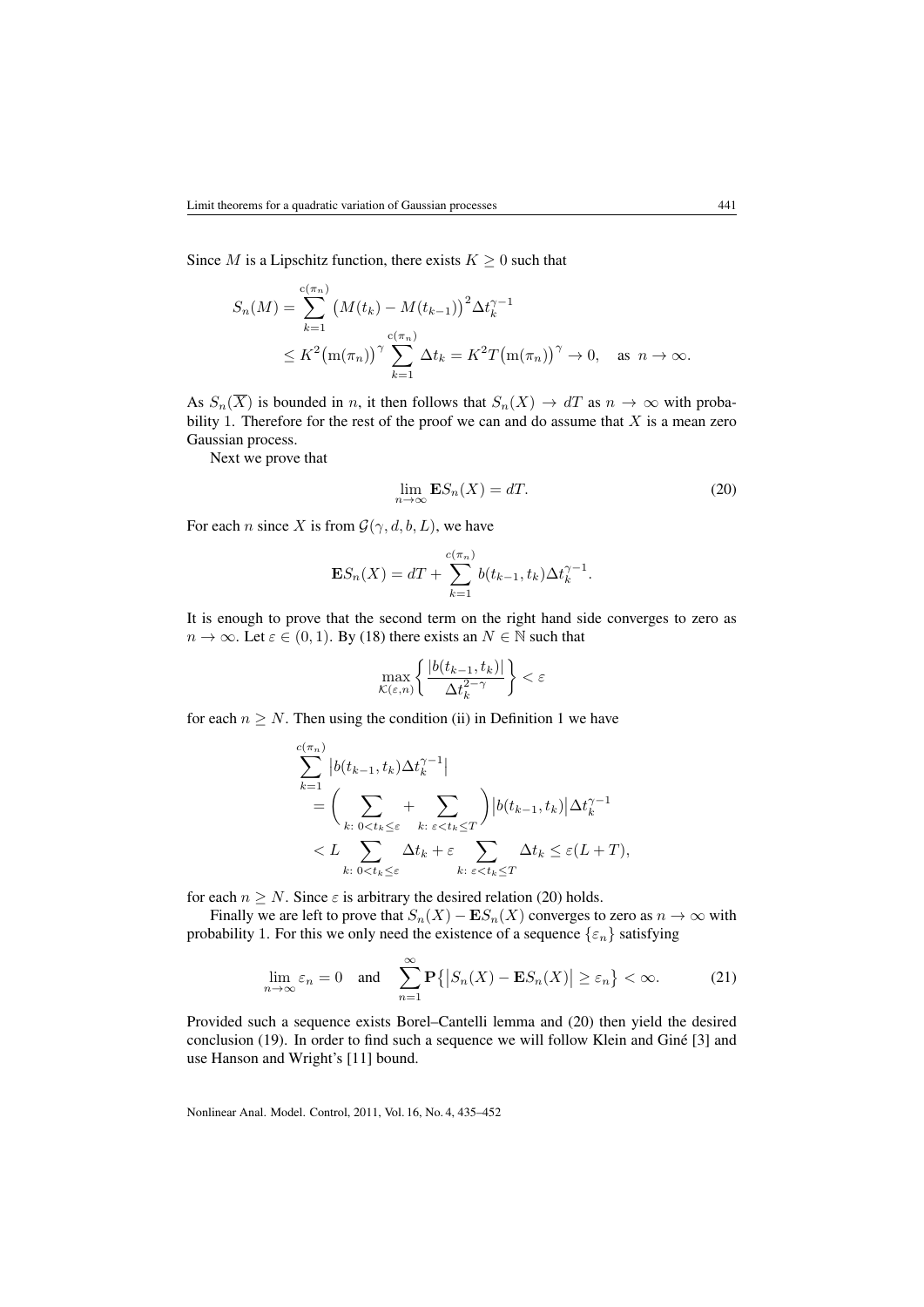Since $M$ is a Lipschitz function, there exists $K \geq 0$ such that

$$
\begin{aligned}
S_n(M) &= \sum_{k=1}^{\mathrm{c}(\pi_n)} \big(M(t_k) - M(t_{k-1})\big)^2 \Delta t_k^{\gamma-1} \\
&\leq K^2 \big(\mathrm{m}(\pi_n)\big)^\gamma \sum_{k=1}^{\mathrm{c}(\pi_n)} \Delta t_k = K^2 T \big(\mathrm{m}(\pi_n)\big)^\gamma \to 0, \quad \text{as } n \to \infty.
\end{aligned}
$$

As $S_n(\overline{X})$ is bounded in $n$, it then follows that $S_n(X) \to dT$ as $n \to \infty$ with probability 1. Therefore for the rest of the proof we can and do assume that $X$ is a mean zero Gaussian process.

Next we prove that

$$
\lim_{n\to\infty} \mathbf{E} S_n(X) = dT. \tag{20}
$$

For each $n$ since $X$ is from $\mathcal{G}(\gamma, d, b, L)$, we have

$$
\mathbf{E} S_n(X) = dT + \sum_{k=1}^{c(\pi_n)} b(t_{k-1}, t_k) \Delta t_k^{\gamma-1}.
$$

It is enough to prove that the second term on the right hand side converges to zero as $n \to \infty$. Let $\varepsilon \in (0, 1)$. By (18) there exists an $N \in \mathbb{N}$ such that

$$
\max_{\mathcal{K}(\varepsilon,n)} \left\{ \frac{|b(t_{k-1}, t_k)|}{\Delta t_k^{2-\gamma}} \right\} < \varepsilon
$$

for each $n \geq N$. Then using the condition (ii) in Definition 1 we have

$$
\begin{aligned}
&\sum_{k=1}^{c(\pi_n)} \big| b(t_{k-1}, t_k) \Delta t_k^{\gamma-1} \big| \\
&\quad = \bigg( \sum_{k:\ 0 < t_k \leq \varepsilon} + \sum_{k:\ \varepsilon < t_k \leq T} \bigg) \big| b(t_{k-1}, t_k) \big| \Delta t_k^{\gamma-1} \\
&\quad < L \sum_{k:\ 0 < t_k \leq \varepsilon} \Delta t_k + \varepsilon \sum_{k:\ \varepsilon < t_k \leq T} \Delta t_k \leq \varepsilon (L + T),
\end{aligned}
$$

for each $n \geq N$. Since $\varepsilon$ is arbitrary the desired relation (20) holds.

Finally we are left to prove that $S_n(X) - \mathbf{E} S_n(X)$ converges to zero as $n \to \infty$ with probability 1. For this we only need the existence of a sequence $\{\varepsilon_n\}$ satisfying

$$
\lim_{n\to\infty} \varepsilon_n = 0 \quad \text{and} \quad \sum_{n=1}^{\infty} \mathbf{P}\big\{ \big| S_n(X) - \mathbf{E} S_n(X) \big| \geq \varepsilon_n \big\} < \infty. \tag{21}
$$

Provided such a sequence exists Borel–Cantelli lemma and (20) then yield the desired conclusion (19). In order to find such a sequence we will follow Klein and Giné [3] and use Hanson and Wright's [11] bound.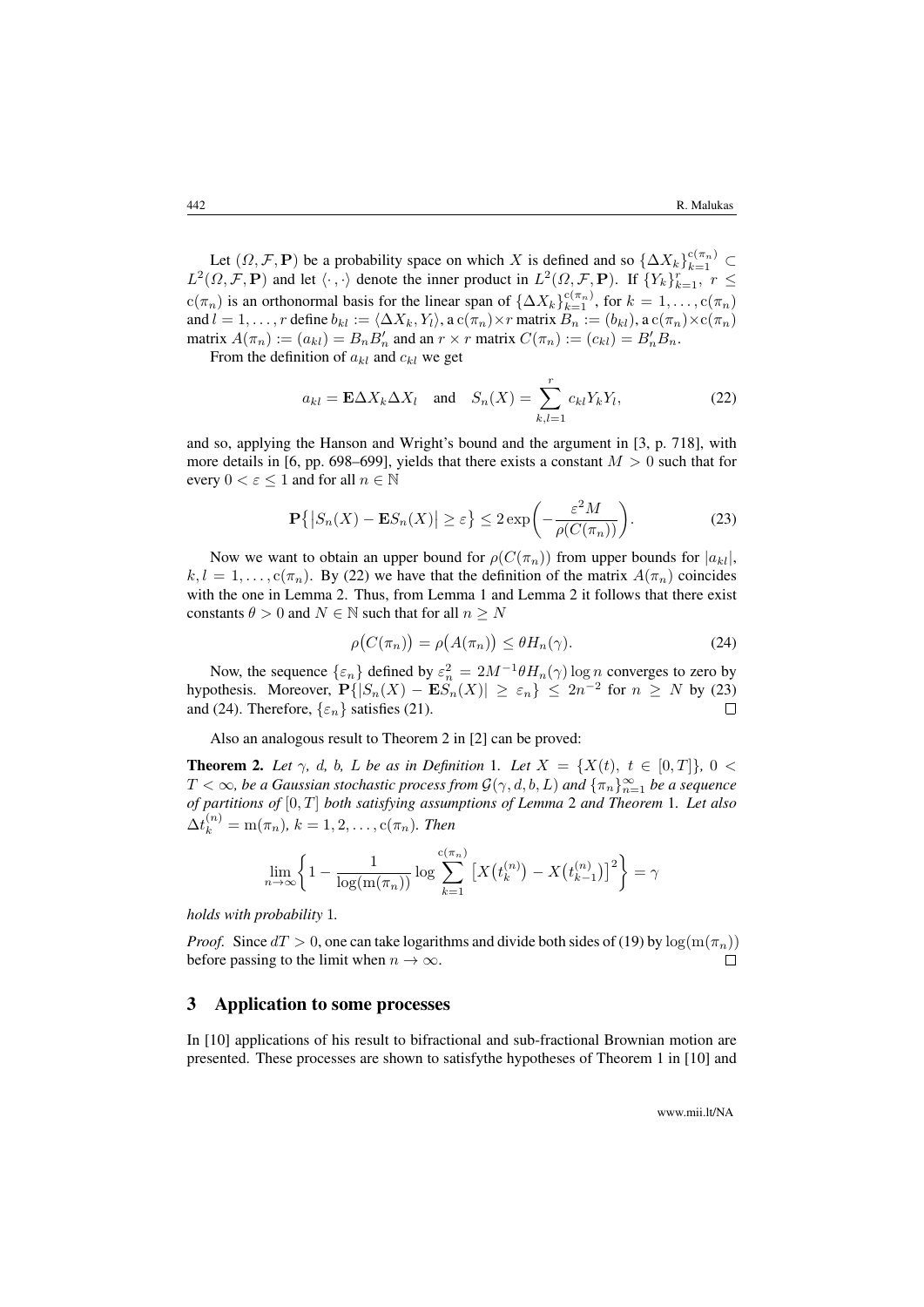Let $(\Omega, \mathcal{F}, \mathbf{P})$ be a probability space on which $X$ is defined and so $\{\Delta X_k\}_{k=1}^{\mathrm{c}(\pi_n)} \subset L^2(\Omega, \mathcal{F}, \mathbf{P})$ and let $\langle \cdot, \cdot \rangle$ denote the inner product in $L^2(\Omega, \mathcal{F}, \mathbf{P})$. If $\{Y_k\}_{k=1}^{r}$, $r \le \mathrm{c}(\pi_n)$ is an orthonormal basis for the linear span of $\{\Delta X_k\}_{k=1}^{\mathrm{c}(\pi_n)}$, for $k = 1, \ldots, \mathrm{c}(\pi_n)$ and $l = 1, \ldots, r$ define $b_{kl} := \langle \Delta X_k, Y_l \rangle$, a $\mathrm{c}(\pi_n) \times r$ matrix $B_n := (b_{kl})$, a $\mathrm{c}(\pi_n) \times \mathrm{c}(\pi_n)$ matrix $A(\pi_n) := (a_{kl}) = B_n B_n'$ and an $r \times r$ matrix $C(\pi_n) := (c_{kl}) = B_n' B_n$.

From the definition of $a_{kl}$ and $c_{kl}$ we get

$$a_{kl} = \mathbf{E}\Delta X_k \Delta X_l \quad \text{and} \quad S_n(X) = \sum_{k,l=1}^{r} c_{kl} Y_k Y_l, \tag{22}$$

and so, applying the Hanson and Wright's bound and the argument in [3, p. 718], with more details in [6, pp. 698–699], yields that there exists a constant $M > 0$ such that for every $0 < \varepsilon \le 1$ and for all $n \in \mathbb{N}$

$$\mathbf{P}\big\{\big|S_n(X) - \mathbf{E}S_n(X)\big| \ge \varepsilon\big\} \le 2\exp\bigg(-\frac{\varepsilon^2 M}{\rho(C(\pi_n))}\bigg). \tag{23}$$

Now we want to obtain an upper bound for $\rho(C(\pi_n))$ from upper bounds for $|a_{kl}|$, $k, l = 1, \ldots, \mathrm{c}(\pi_n)$. By (22) we have that the definition of the matrix $A(\pi_n)$ coincides with the one in Lemma 2. Thus, from Lemma 1 and Lemma 2 it follows that there exist constants $\theta > 0$ and $N \in \mathbb{N}$ such that for all $n \ge N$

$$\rho\big(C(\pi_n)\big) = \rho\big(A(\pi_n)\big) \le \theta H_n(\gamma). \tag{24}$$

Now, the sequence $\{\varepsilon_n\}$ defined by $\varepsilon_n^2 = 2M^{-1}\theta H_n(\gamma)\log n$ converges to zero by hypothesis. Moreover, $\mathbf{P}\{|S_n(X) - \mathbf{E}S_n(X)| \ge \varepsilon_n\} \le 2n^{-2}$ for $n \ge N$ by (23) and (24). Therefore, $\{\varepsilon_n\}$ satisfies (21). $\square$

Also an analogous result to Theorem 2 in [2] can be proved:

**Theorem 2.** *Let $\gamma$, $d$, $b$, $L$ be as in Definition 1. Let $X = \{X(t),\ t \in [0,T]\}$, $0 < T < \infty$, be a Gaussian stochastic process from $\mathcal{G}(\gamma, d, b, L)$ and $\{\pi_n\}_{n=1}^{\infty}$ be a sequence of partitions of $[0,T]$ both satisfying assumptions of Lemma 2 and Theorem 1. Let also $\Delta t_k^{(n)} = \mathrm{m}(\pi_n)$, $k = 1, 2, \ldots, \mathrm{c}(\pi_n)$. Then*

$$\lim_{n\to\infty}\Bigg\{1 - \frac{1}{\log(\mathrm{m}(\pi_n))}\log\sum_{k=1}^{\mathrm{c}(\pi_n)}\big[X\big(t_k^{(n)}\big) - X\big(t_{k-1}^{(n)}\big)\big]^2\Bigg\} = \gamma$$

*holds with probability 1.*

*Proof.* Since $dT > 0$, one can take logarithms and divide both sides of (19) by $\log(\mathrm{m}(\pi_n))$ before passing to the limit when $n \to \infty$. $\square$

## 3 Application to some processes

In [10] applications of his result to bifractional and sub-fractional Brownian motion are presented. These processes are shown to satisfythe hypotheses of Theorem 1 in [10] and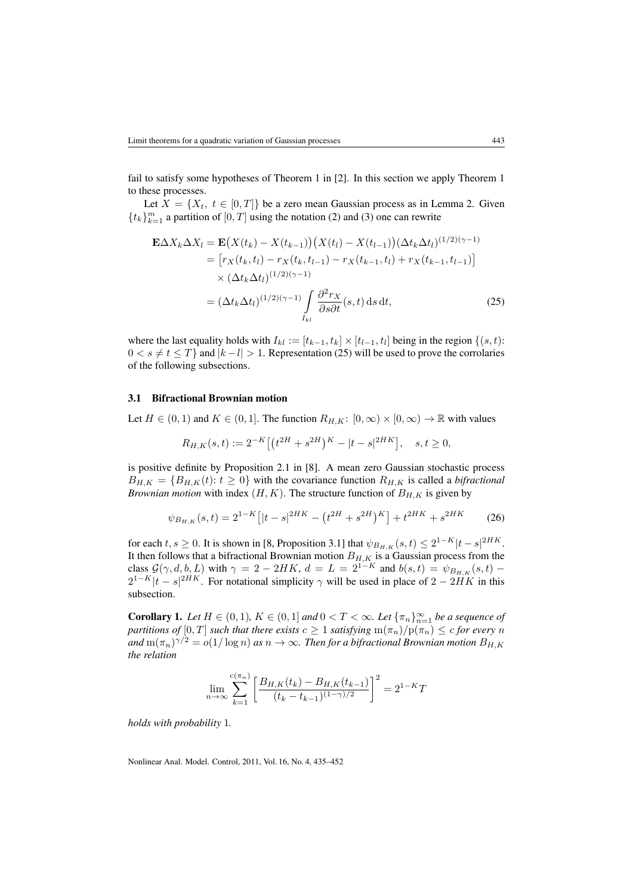fail to satisfy some hypotheses of Theorem 1 in [2]. In this section we apply Theorem 1 to these processes.

Let $X = \{X_t,\ t \in [0,T]\}$ be a zero mean Gaussian process as in Lemma 2. Given $\{t_k\}_{k=1}^m$ a partition of $[0,T]$ using the notation (2) and (3) one can rewrite

$$
\begin{aligned}
\mathbf{E}\Delta X_k \Delta X_l &= \mathbf{E}\big(X(t_k) - X(t_{k-1})\big)\big(X(t_l) - X(t_{l-1})\big)(\Delta t_k \Delta t_l)^{(1/2)(\gamma-1)} \\
&= \big[r_X(t_k,t_l) - r_X(t_k,t_{l-1}) - r_X(t_{k-1},t_l) + r_X(t_{k-1},t_{l-1})\big] \\
&\quad \times (\Delta t_k \Delta t_l)^{(1/2)(\gamma-1)} \\
&= (\Delta t_k \Delta t_l)^{(1/2)(\gamma-1)} \int\limits_{I_{kl}} \frac{\partial^2 r_X}{\partial s \partial t}(s,t)\, \mathrm{d}s\, \mathrm{d}t, 
\end{aligned} \tag{25}
$$

where the last equality holds with $I_{kl} := [t_{k-1}, t_k] \times [t_{l-1}, t_l]$ being in the region $\{(s,t)\colon 0 < s \neq t \leq T\}$ and $|k-l| > 1$. Representation (25) will be used to prove the corrolaries of the following subsections.

### 3.1 Bifractional Brownian motion

Let $H \in (0,1)$ and $K \in (0,1]$. The function $R_{H,K}\colon [0,\infty) \times [0,\infty) \to \mathbb{R}$ with values

$$
R_{H,K}(s,t) := 2^{-K}\big[\big(t^{2H} + s^{2H}\big)^K - |t-s|^{2HK}\big], \quad s,t \geq 0,
$$

is positive definite by Proposition 2.1 in [8]. A mean zero Gaussian stochastic process $B_{H,K} = \{B_{H,K}(t)\colon t \geq 0\}$ with the covariance function $R_{H,K}$ is called a *bifractional Brownian motion* with index $(H,K)$. The structure function of $B_{H,K}$ is given by

$$
\psi_{B_{H,K}}(s,t) = 2^{1-K}\big[|t-s|^{2HK} - \big(t^{2H} + s^{2H}\big)^K\big] + t^{2HK} + s^{2HK} \tag{26}
$$

for each $t,s \geq 0$. It is shown in [8, Proposition 3.1] that $\psi_{B_{H,K}}(s,t) \leq 2^{1-K}|t-s|^{2HK}$. It then follows that a bifractional Brownian motion $B_{H,K}$ is a Gaussian process from the class $\mathcal{G}(\gamma, d, b, L)$ with $\gamma = 2 - 2HK$, $d = L = 2^{1-K}$ and $b(s,t) = \psi_{B_{H,K}}(s,t) - 2^{1-K}|t-s|^{2HK}$. For notational simplicity $\gamma$ will be used in place of $2 - 2HK$ in this subsection.

**Corollary 1.** *Let $H \in (0,1)$, $K \in (0,1]$ and $0 < T < \infty$. Let $\{\pi_n\}_{n=1}^\infty$ be a sequence of partitions of $[0,T]$ such that there exists $c \geq 1$ satisfying $\mathrm{m}(\pi_n)/\mathrm{p}(\pi_n) \leq c$ for every $n$ and $\mathrm{m}(\pi_n)^{\gamma/2} = o(1/\log n)$ as $n \to \infty$. Then for a bifractional Brownian motion $B_{H,K}$ the relation*

$$
\lim_{n\to\infty} \sum_{k=1}^{\mathrm{c}(\pi_n)} \left[\frac{B_{H,K}(t_k) - B_{H,K}(t_{k-1})}{(t_k - t_{k-1})^{(1-\gamma)/2}}\right]^2 = 2^{1-K}T
$$

*holds with probability* 1*.*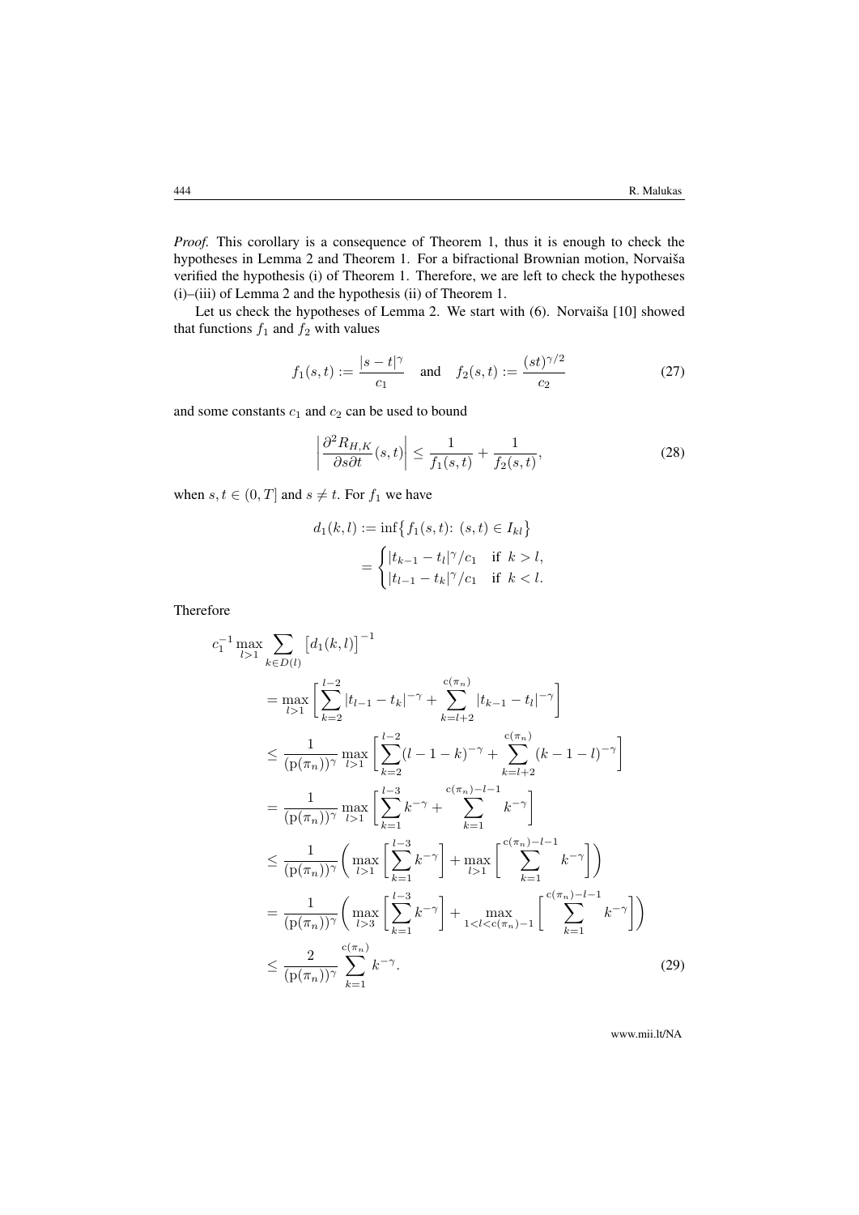*Proof.* This corollary is a consequence of Theorem 1, thus it is enough to check the hypotheses in Lemma 2 and Theorem 1. For a bifractional Brownian motion, Norvaiša verified the hypothesis (i) of Theorem 1. Therefore, we are left to check the hypotheses (i)–(iii) of Lemma 2 and the hypothesis (ii) of Theorem 1.

Let us check the hypotheses of Lemma 2. We start with (6). Norvaiša [10] showed that functions $f_1$ and $f_2$ with values

$$f_1(s,t) := \frac{|s-t|^\gamma}{c_1} \quad \text{and} \quad f_2(s,t) := \frac{(st)^{\gamma/2}}{c_2} \tag{27}$$

and some constants $c_1$ and $c_2$ can be used to bound

$$\left|\frac{\partial^2 R_{H,K}}{\partial s \partial t}(s,t)\right| \le \frac{1}{f_1(s,t)} + \frac{1}{f_2(s,t)}, \tag{28}$$

when $s,t \in (0,T]$ and $s \neq t$. For $f_1$ we have

$$\begin{aligned}
d_1(k,l) &:= \inf\bigl\{f_1(s,t)\colon (s,t) \in I_{kl}\bigr\} \\
&= \begin{cases} |t_{k-1} - t_l|^\gamma / c_1 & \text{if } k > l, \\ |t_{l-1} - t_k|^\gamma / c_1 & \text{if } k < l. \end{cases}
\end{aligned}$$

Therefore

$$\begin{aligned}
&c_1^{-1} \max_{l>1} \sum_{k \in D(l)} \bigl[d_1(k,l)\bigr]^{-1} \\
&\quad = \max_{l>1} \left[\sum_{k=2}^{l-2} |t_{l-1} - t_k|^{-\gamma} + \sum_{k=l+2}^{\mathrm{c}(\pi_n)} |t_{k-1} - t_l|^{-\gamma}\right] \\
&\quad \le \frac{1}{(\mathrm{p}(\pi_n))^\gamma} \max_{l>1} \left[\sum_{k=2}^{l-2} (l-1-k)^{-\gamma} + \sum_{k=l+2}^{\mathrm{c}(\pi_n)} (k-1-l)^{-\gamma}\right] \\
&\quad = \frac{1}{(\mathrm{p}(\pi_n))^\gamma} \max_{l>1} \left[\sum_{k=1}^{l-3} k^{-\gamma} + \sum_{k=1}^{\mathrm{c}(\pi_n)-l-1} k^{-\gamma}\right] \\
&\quad \le \frac{1}{(\mathrm{p}(\pi_n))^\gamma} \left(\max_{l>1} \left[\sum_{k=1}^{l-3} k^{-\gamma}\right] + \max_{l>1} \left[\sum_{k=1}^{\mathrm{c}(\pi_n)-l-1} k^{-\gamma}\right]\right) \\
&\quad = \frac{1}{(\mathrm{p}(\pi_n))^\gamma} \left(\max_{l>3} \left[\sum_{k=1}^{l-3} k^{-\gamma}\right] + \max_{1<l<\mathrm{c}(\pi_n)-1} \left[\sum_{k=1}^{\mathrm{c}(\pi_n)-l-1} k^{-\gamma}\right]\right) \\
&\quad \le \frac{2}{(\mathrm{p}(\pi_n))^\gamma} \sum_{k=1}^{\mathrm{c}(\pi_n)} k^{-\gamma}.
\end{aligned} \tag{29}$$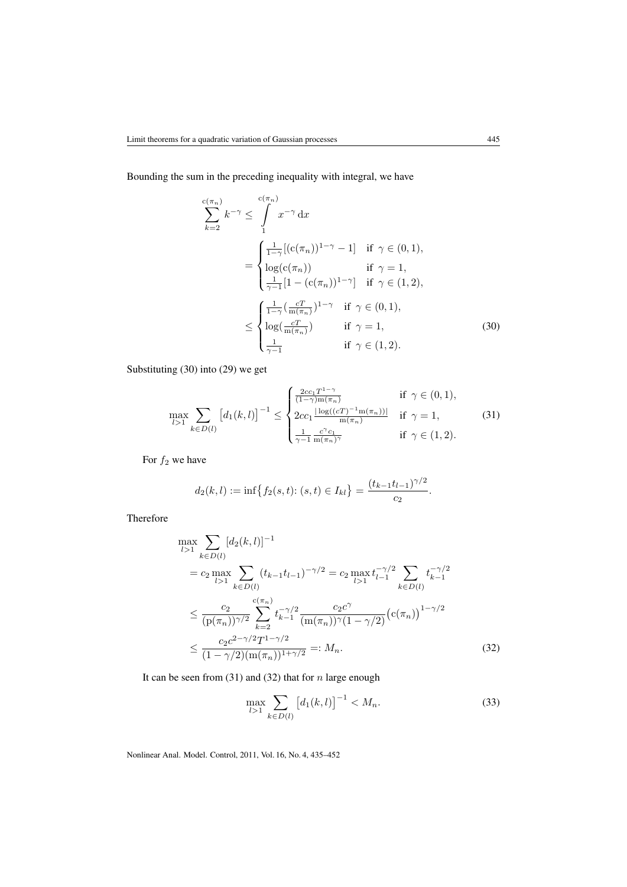Bounding the sum in the preceding inequality with integral, we have

$$
\begin{aligned}
\sum_{k=2}^{\mathrm{c}(\pi_n)} k^{-\gamma} &\le \int\limits_{1}^{\mathrm{c}(\pi_n)} x^{-\gamma}\,\mathrm{d}x \\
&= \begin{cases} \frac{1}{1-\gamma}[(\mathrm{c}(\pi_n))^{1-\gamma} - 1] & \text{if } \gamma \in (0,1), \\ \log(\mathrm{c}(\pi_n)) & \text{if } \gamma = 1, \\ \frac{1}{\gamma-1}[1 - (\mathrm{c}(\pi_n))^{1-\gamma}] & \text{if } \gamma \in (1,2), \end{cases} \\
&\le \begin{cases} \frac{1}{1-\gamma}\big(\frac{cT}{\mathrm{m}(\pi_n)}\big)^{1-\gamma} & \text{if } \gamma \in (0,1), \\ \log\big(\frac{cT}{\mathrm{m}(\pi_n)}\big) & \text{if } \gamma = 1, \\ \frac{1}{\gamma-1} & \text{if } \gamma \in (1,2). \end{cases}
\end{aligned}
\tag{30}
$$

Substituting (30) into (29) we get

$$
\max_{l>1} \sum_{k\in D(l)} \big[d_1(k,l)\big]^{-1} \le \begin{cases} \frac{2cc_1 T^{1-\gamma}}{(1-\gamma)\mathrm{m}(\pi_n)} & \text{if } \gamma \in (0,1), \\ 2cc_1 \frac{|\log((cT)^{-1}\mathrm{m}(\pi_n))|}{\mathrm{m}(\pi_n)} & \text{if } \gamma = 1, \\ \frac{1}{\gamma-1}\frac{c^{\gamma} c_1}{\mathrm{m}(\pi_n)^{\gamma}} & \text{if } \gamma \in (1,2). \end{cases}
\tag{31}
$$

For $f_2$ we have

$$
d_2(k,l) := \inf\big\{f_2(s,t)\colon (s,t) \in I_{kl}\big\} = \frac{(t_{k-1}t_{l-1})^{\gamma/2}}{c_2}.
$$

Therefore

$$
\begin{aligned}
&\max_{l>1} \sum_{k\in D(l)} [d_2(k,l)]^{-1} \\
&\quad = c_2 \max_{l>1} \sum_{k\in D(l)} (t_{k-1}t_{l-1})^{-\gamma/2} = c_2 \max_{l>1} t_{l-1}^{-\gamma/2} \sum_{k\in D(l)} t_{k-1}^{-\gamma/2} \\
&\quad \le \frac{c_2}{(\mathrm{p}(\pi_n))^{\gamma/2}} \sum_{k=2}^{\mathrm{c}(\pi_n)} t_{k-1}^{-\gamma/2} \frac{c_2 c^{\gamma}}{(\mathrm{m}(\pi_n))^{\gamma}(1-\gamma/2)} \big(\mathrm{c}(\pi_n)\big)^{1-\gamma/2} \\
&\quad \le \frac{c_2 c^{2-\gamma/2} T^{1-\gamma/2}}{(1-\gamma/2)(\mathrm{m}(\pi_n))^{1+\gamma/2}} =: M_n.
\end{aligned}
\tag{32}
$$

It can be seen from (31) and (32) that for $n$ large enough

$$
\max_{l>1} \sum_{k\in D(l)} \big[d_1(k,l)\big]^{-1} < M_n.
\tag{33}
$$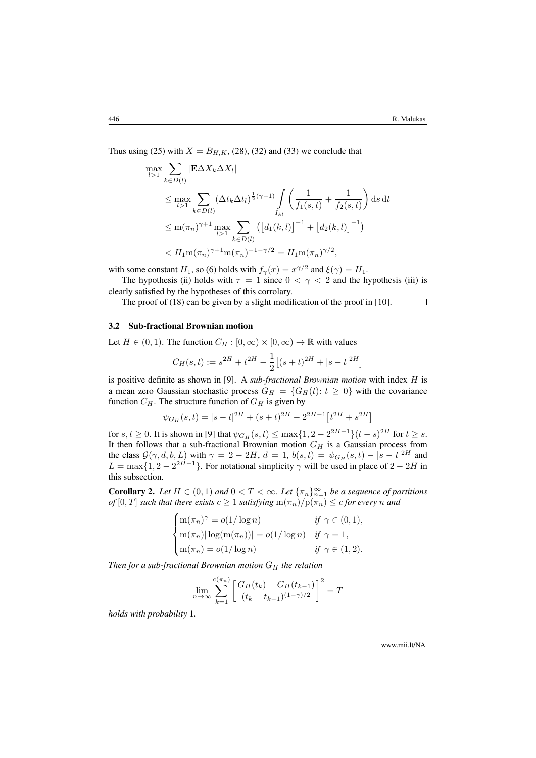Thus using (25) with $X = B_{H,K}$, (28), (32) and (33) we conclude that

$$
\begin{aligned}
&\max_{l>1} \sum_{k \in D(l)} |\mathbf{E}\Delta X_k \Delta X_l| \\
&\quad \le \max_{l>1} \sum_{k \in D(l)} (\Delta t_k \Delta t_l)^{\frac{1}{2}(\gamma-1)} \int\limits_{I_{kl}} \left( \frac{1}{f_1(s,t)} + \frac{1}{f_2(s,t)} \right) \mathrm{d}s\,\mathrm{d}t \\
&\quad \le \mathrm{m}(\pi_n)^{\gamma+1} \max_{l>1} \sum_{k \in D(l)} \left( \left[d_1(k,l)\right]^{-1} + \left[d_2(k,l)\right]^{-1} \right) \\
&\quad < H_1 \mathrm{m}(\pi_n)^{\gamma+1} \mathrm{m}(\pi_n)^{-1-\gamma/2} = H_1 \mathrm{m}(\pi_n)^{\gamma/2},
\end{aligned}
$$

with some constant $H_1$, so (6) holds with $f_\gamma(x) = x^{\gamma/2}$ and $\xi(\gamma) = H_1$.

The hypothesis (ii) holds with $\tau = 1$ since $0 < \gamma < 2$ and the hypothesis (iii) is clearly satisfied by the hypotheses of this corrolary.

The proof of (18) can be given by a slight modification of the proof in [10]. $\square$

### 3.2 Sub-fractional Brownian motion

Let $H \in (0,1)$. The function $C_H : [0,\infty) \times [0,\infty) \to \mathbb{R}$ with values

$$
C_H(s,t) := s^{2H} + t^{2H} - \frac{1}{2}\left[(s+t)^{2H} + |s-t|^{2H}\right]
$$

is positive definite as shown in [9]. A *sub-fractional Brownian motion* with index $H$ is a mean zero Gaussian stochastic process $G_H = \{G_H(t)\colon t \ge 0\}$ with the covariance function $C_H$. The structure function of $G_H$ is given by

$$
\psi_{G_H}(s,t) = |s-t|^{2H} + (s+t)^{2H} - 2^{2H-1}\left[t^{2H} + s^{2H}\right]
$$

for $s,t \ge 0$. It is shown in [9] that $\psi_{G_H}(s,t) \le \max\{1, 2-2^{2H-1}\}(t-s)^{2H}$ for $t \ge s$. It then follows that a sub-fractional Brownian motion $G_H$ is a Gaussian process from the class $\mathcal{G}(\gamma, d, b, L)$ with $\gamma = 2-2H$, $d=1$, $b(s,t) = \psi_{G_H}(s,t) - |s-t|^{2H}$ and $L = \max\{1, 2-2^{2H-1}\}$. For notational simplicity $\gamma$ will be used in place of $2-2H$ in this subsection.

**Corollary 2.** *Let $H \in (0,1)$ and $0 < T < \infty$. Let $\{\pi_n\}_{n=1}^\infty$ be a sequence of partitions of $[0,T]$ such that there exists $c \ge 1$ satisfying $\mathrm{m}(\pi_n)/\mathrm{p}(\pi_n) \le c$ for every $n$ and*

$$
\begin{cases}
\mathrm{m}(\pi_n)^\gamma = o(1/\log n) & \text{if } \gamma \in (0,1), \\
\mathrm{m}(\pi_n)|\log(\mathrm{m}(\pi_n))| = o(1/\log n) & \text{if } \gamma = 1, \\
\mathrm{m}(\pi_n) = o(1/\log n) & \text{if } \gamma \in (1,2).
\end{cases}
$$

*Then for a sub-fractional Brownian motion $G_H$ the relation*

$$
\lim_{n\to\infty} \sum_{k=1}^{\mathrm{c}(\pi_n)} \left[ \frac{G_H(t_k) - G_H(t_{k-1})}{(t_k - t_{k-1})^{(1-\gamma)/2}} \right]^2 = T
$$

*holds with probability* 1.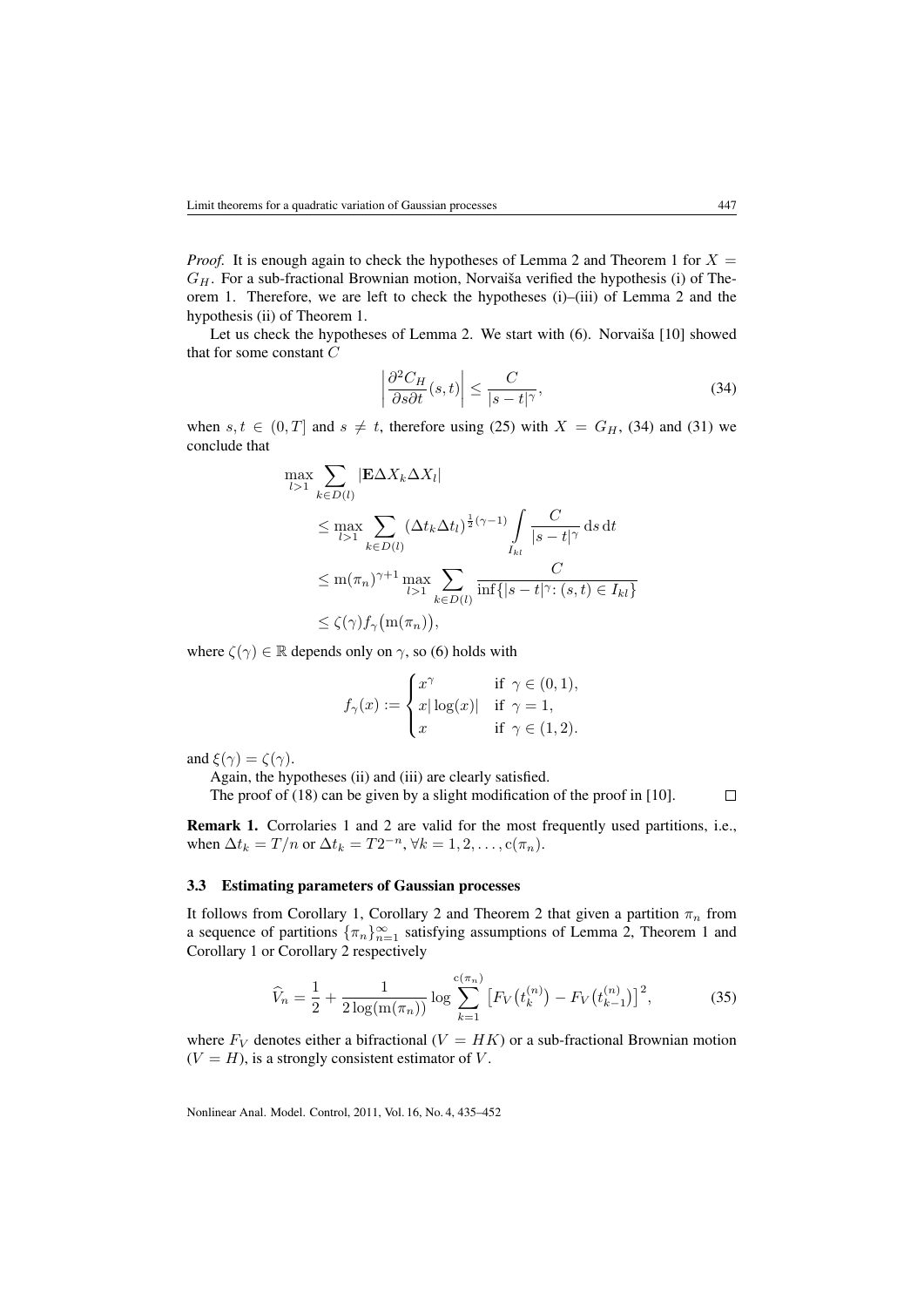*Proof.* It is enough again to check the hypotheses of Lemma 2 and Theorem 1 for $X = G_H$. For a sub-fractional Brownian motion, Norvaiša verified the hypothesis (i) of Theorem 1. Therefore, we are left to check the hypotheses (i)–(iii) of Lemma 2 and the hypothesis (ii) of Theorem 1.

Let us check the hypotheses of Lemma 2. We start with (6). Norvaiša [10] showed that for some constant $C$

$$\left| \frac{\partial^2 C_H}{\partial s \partial t}(s,t) \right| \le \frac{C}{|s-t|^\gamma}, \tag{34}$$

when $s, t \in (0, T]$ and $s \neq t$, therefore using (25) with $X = G_H$, (34) and (31) we conclude that

$$\begin{aligned}
&\max_{l>1} \sum_{k \in D(l)} |\mathbf{E} \Delta X_k \Delta X_l| \\
&\quad \le \max_{l>1} \sum_{k \in D(l)} (\Delta t_k \Delta t_l)^{\frac{1}{2}(\gamma - 1)} \int\limits_{I_{kl}} \frac{C}{|s-t|^\gamma} \, \mathrm{d}s \, \mathrm{d}t \\
&\quad \le \mathrm{m}(\pi_n)^{\gamma+1} \max_{l>1} \sum_{k \in D(l)} \frac{C}{\inf\{|s-t|^\gamma \colon (s,t) \in I_{kl}\}} \\
&\quad \le \zeta(\gamma) f_\gamma\big(\mathrm{m}(\pi_n)\big),
\end{aligned}$$

where $\zeta(\gamma) \in \mathbb{R}$ depends only on $\gamma$, so (6) holds with

$$f_\gamma(x) := \begin{cases} x^\gamma & \text{if } \gamma \in (0,1), \\ x|\log(x)| & \text{if } \gamma = 1, \\ x & \text{if } \gamma \in (1,2). \end{cases}$$

and $\xi(\gamma) = \zeta(\gamma)$.

Again, the hypotheses (ii) and (iii) are clearly satisfied.

The proof of (18) can be given by a slight modification of the proof in [10]. $\square$

**Remark 1.** Corrolaries 1 and 2 are valid for the most frequently used partitions, i.e., when $\Delta t_k = T/n$ or $\Delta t_k = T 2^{-n}$, $\forall k = 1, 2, \ldots, \mathrm{c}(\pi_n)$.

### 3.3 Estimating parameters of Gaussian processes

It follows from Corollary 1, Corollary 2 and Theorem 2 that given a partition $\pi_n$ from a sequence of partitions $\{\pi_n\}_{n=1}^\infty$ satisfying assumptions of Lemma 2, Theorem 1 and Corollary 1 or Corollary 2 respectively

$$\widehat{V}_n = \frac{1}{2} + \frac{1}{2 \log(\mathrm{m}(\pi_n))} \log \sum_{k=1}^{\mathrm{c}(\pi_n)} \big[ F_V\big(t_k^{(n)}\big) - F_V\big(t_{k-1}^{(n)}\big) \big]^2, \tag{35}$$

where $F_V$ denotes either a bifractional ($V = HK$) or a sub-fractional Brownian motion ($V = H$), is a strongly consistent estimator of $V$.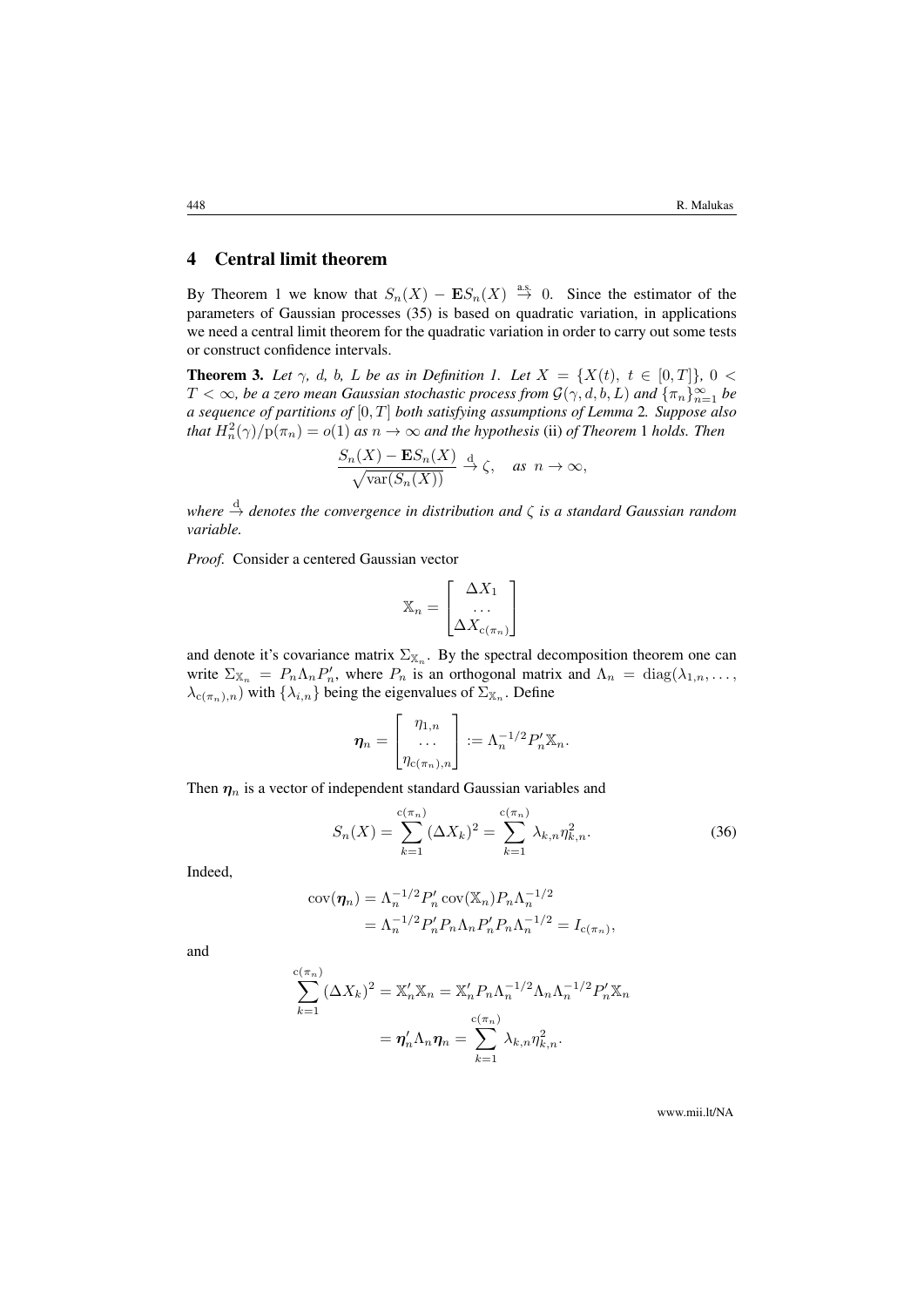## 4 Central limit theorem

By Theorem 1 we know that $S_n(X) - \mathbf{E}S_n(X) \overset{\text{a.s.}}{\to} 0$. Since the estimator of the parameters of Gaussian processes (35) is based on quadratic variation, in applications we need a central limit theorem for the quadratic variation in order to carry out some tests or construct confidence intervals.

**Theorem 3.** *Let $\gamma$, $d$, $b$, $L$ be as in Definition 1. Let $X = \{X(t),\ t \in [0,T]\}$, $0 < T < \infty$, be a zero mean Gaussian stochastic process from $\mathcal{G}(\gamma, d, b, L)$ and $\{\pi_n\}_{n=1}^{\infty}$ be a sequence of partitions of $[0,T]$ both satisfying assumptions of Lemma* 2*. Suppose also that $H_n^2(\gamma)/\mathrm{p}(\pi_n) = o(1)$ as $n \to \infty$ and the hypothesis* (ii) *of Theorem* 1 *holds. Then*

$$\frac{S_n(X) - \mathbf{E}S_n(X)}{\sqrt{\operatorname{var}(S_n(X))}} \overset{\mathrm{d}}{\to} \zeta, \quad \text{as } n \to \infty,$$

*where $\overset{\mathrm{d}}{\to}$ denotes the convergence in distribution and $\zeta$ is a standard Gaussian random variable.*

*Proof.* Consider a centered Gaussian vector

$$\mathbb{X}_n = \begin{bmatrix} \Delta X_1 \\ \dots \\ \Delta X_{\mathrm{c}(\pi_n)} \end{bmatrix}$$

and denote it's covariance matrix $\Sigma_{\mathbb{X}_n}$. By the spectral decomposition theorem one can write $\Sigma_{\mathbb{X}_n} = P_n \Lambda_n P_n'$, where $P_n$ is an orthogonal matrix and $\Lambda_n = \operatorname{diag}(\lambda_{1,n}, \dots, \lambda_{\mathrm{c}(\pi_n),n})$ with $\{\lambda_{i,n}\}$ being the eigenvalues of $\Sigma_{\mathbb{X}_n}$. Define

$$\boldsymbol{\eta}_n = \begin{bmatrix} \eta_{1,n} \\ \dots \\ \eta_{\mathrm{c}(\pi_n),n} \end{bmatrix} := \Lambda_n^{-1/2} P_n' \mathbb{X}_n.$$

Then $\boldsymbol{\eta}_n$ is a vector of independent standard Gaussian variables and

$$S_n(X) = \sum_{k=1}^{\mathrm{c}(\pi_n)} (\Delta X_k)^2 = \sum_{k=1}^{\mathrm{c}(\pi_n)} \lambda_{k,n} \eta_{k,n}^2. \tag{36}$$

Indeed,

$$\begin{aligned} \operatorname{cov}(\boldsymbol{\eta}_n) &= \Lambda_n^{-1/2} P_n' \operatorname{cov}(\mathbb{X}_n) P_n \Lambda_n^{-1/2} \\ &= \Lambda_n^{-1/2} P_n' P_n \Lambda_n P_n' P_n \Lambda_n^{-1/2} = I_{\mathrm{c}(\pi_n)}, \end{aligned}$$

and

$$\begin{aligned} \sum_{k=1}^{\mathrm{c}(\pi_n)} (\Delta X_k)^2 &= \mathbb{X}_n' \mathbb{X}_n = \mathbb{X}_n' P_n \Lambda_n^{-1/2} \Lambda_n \Lambda_n^{-1/2} P_n' \mathbb{X}_n \\ &= \boldsymbol{\eta}_n' \Lambda_n \boldsymbol{\eta}_n = \sum_{k=1}^{\mathrm{c}(\pi_n)} \lambda_{k,n} \eta_{k,n}^2. \end{aligned}$$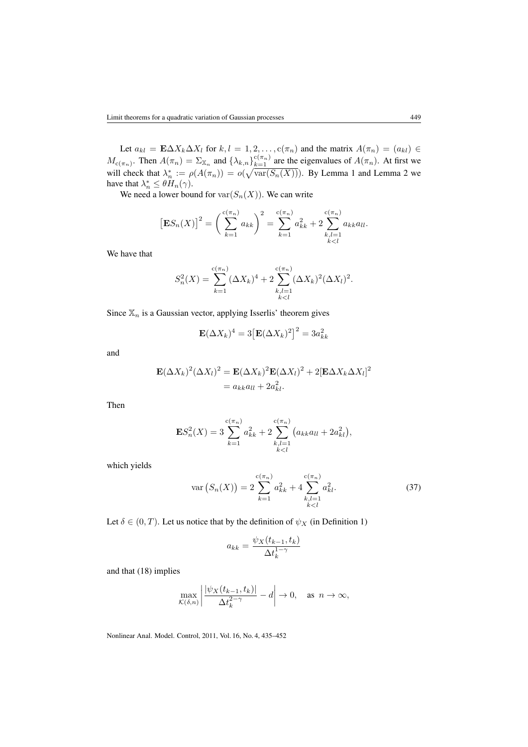Let $a_{kl} = \mathbf{E}\Delta X_k \Delta X_l$ for $k, l = 1, 2, \ldots, \mathrm{c}(\pi_n)$ and the matrix $A(\pi_n) = (a_{kl}) \in M_{\mathrm{c}(\pi_n)}$. Then $A(\pi_n) = \Sigma_{\mathbb{X}_n}$ and $\{\lambda_{k,n}\}_{k=1}^{\mathrm{c}(\pi_n)}$ are the eigenvalues of $A(\pi_n)$. At first we will check that $\lambda_n^* := \rho(A(\pi_n)) = o(\sqrt{\mathrm{var}(S_n(X))})$. By Lemma 1 and Lemma 2 we have that $\lambda_n^* \le \theta H_n(\gamma)$.

We need a lower bound for $\mathrm{var}(S_n(X))$. We can write

$$\big[\mathbf{E}S_n(X)\big]^2 = \bigg(\sum_{k=1}^{\mathrm{c}(\pi_n)} a_{kk}\bigg)^2 = \sum_{k=1}^{\mathrm{c}(\pi_n)} a_{kk}^2 + 2\sum_{\substack{k,l=1\\k<l}}^{\mathrm{c}(\pi_n)} a_{kk}a_{ll}.$$

We have that

$$S_n^2(X) = \sum_{k=1}^{\mathrm{c}(\pi_n)} (\Delta X_k)^4 + 2\sum_{\substack{k,l=1\\k<l}}^{\mathrm{c}(\pi_n)} (\Delta X_k)^2(\Delta X_l)^2.$$

Since $\mathbb{X}_n$ is a Gaussian vector, applying Isserlis' theorem gives

$$\mathbf{E}(\Delta X_k)^4 = 3\big[\mathbf{E}(\Delta X_k)^2\big]^2 = 3a_{kk}^2$$

and

$$\begin{aligned}\mathbf{E}(\Delta X_k)^2(\Delta X_l)^2 &= \mathbf{E}(\Delta X_k)^2\mathbf{E}(\Delta X_l)^2 + 2[\mathbf{E}\Delta X_k\Delta X_l]^2\\ &= a_{kk}a_{ll} + 2a_{kl}^2.\end{aligned}$$

Then

$$\mathbf{E}S_n^2(X) = 3\sum_{k=1}^{\mathrm{c}(\pi_n)} a_{kk}^2 + 2\sum_{\substack{k,l=1\\k<l}}^{\mathrm{c}(\pi_n)} \big(a_{kk}a_{ll} + 2a_{kl}^2\big),$$

which yields

$$\mathrm{var}\big(S_n(X)\big) = 2\sum_{k=1}^{\mathrm{c}(\pi_n)} a_{kk}^2 + 4\sum_{\substack{k,l=1\\k<l}}^{\mathrm{c}(\pi_n)} a_{kl}^2. \tag{37}$$

Let $\delta \in (0, T)$. Let us notice that by the definition of $\psi_X$ (in Definition 1)

$$a_{kk} = \frac{\psi_X(t_{k-1}, t_k)}{\Delta t_k^{1-\gamma}}$$

and that (18) implies

$$\max_{\mathcal{K}(\delta,n)} \left|\frac{|\psi_X(t_{k-1}, t_k)|}{\Delta t_k^{2-\gamma}} - d\right| \to 0, \quad \text{as } n \to \infty,$$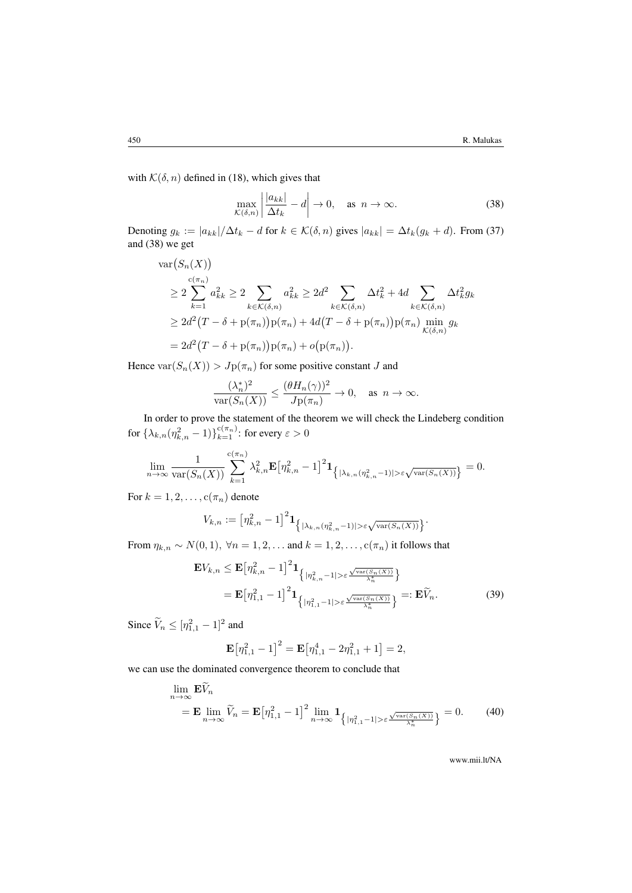with $\mathcal{K}(\delta, n)$ defined in (18), which gives that

$$\max_{\mathcal{K}(\delta,n)} \left| \frac{|a_{kk}|}{\Delta t_k} - d \right| \to 0, \quad \text{as } n \to \infty. \tag{38}$$

Denoting $g_k := |a_{kk}|/\Delta t_k - d$ for $k \in \mathcal{K}(\delta, n)$ gives $|a_{kk}| = \Delta t_k (g_k + d)$. From (37) and (38) we get

$$\begin{aligned}
&\operatorname{var}\bigl(S_n(X)\bigr) \\
&\geq 2 \sum_{k=1}^{\mathrm{c}(\pi_n)} a_{kk}^2 \geq 2 \sum_{k \in \mathcal{K}(\delta,n)} a_{kk}^2 \geq 2d^2 \sum_{k \in \mathcal{K}(\delta,n)} \Delta t_k^2 + 4d \sum_{k \in \mathcal{K}(\delta,n)} \Delta t_k^2 g_k \\
&\geq 2d^2 \bigl(T - \delta + \mathrm{p}(\pi_n)\bigr)\mathrm{p}(\pi_n) + 4d\bigl(T - \delta + \mathrm{p}(\pi_n)\bigr)\mathrm{p}(\pi_n) \min_{\mathcal{K}(\delta,n)} g_k \\
&= 2d^2 \bigl(T - \delta + \mathrm{p}(\pi_n)\bigr)\mathrm{p}(\pi_n) + o\bigl(\mathrm{p}(\pi_n)\bigr).
\end{aligned}$$

Hence $\operatorname{var}(S_n(X)) > J\mathrm{p}(\pi_n)$ for some positive constant $J$ and

$$\frac{(\lambda_n^*)^2}{\operatorname{var}(S_n(X))} \leq \frac{(\theta H_n(\gamma))^2}{J\mathrm{p}(\pi_n)} \to 0, \quad \text{as } n \to \infty.$$

In order to prove the statement of the theorem we will check the Lindeberg condition for $\{\lambda_{k,n}(\eta_{k,n}^2 - 1)\}_{k=1}^{\mathrm{c}(\pi_n)}$: for every $\varepsilon > 0$

$$\lim_{n\to\infty} \frac{1}{\operatorname{var}(S_n(X))} \sum_{k=1}^{\mathrm{c}(\pi_n)} \lambda_{k,n}^2 \mathbf{E}\bigl[\eta_{k,n}^2 - 1\bigr]^2 \mathbf{1}_{\left\{|\lambda_{k,n}(\eta_{k,n}^2 - 1)| > \varepsilon\sqrt{\operatorname{var}(S_n(X))}\right\}} = 0.$$

For $k = 1, 2, \ldots, \mathrm{c}(\pi_n)$ denote

$$V_{k,n} := \bigl[\eta_{k,n}^2 - 1\bigr]^2 \mathbf{1}_{\left\{|\lambda_{k,n}(\eta_{k,n}^2 - 1)| > \varepsilon\sqrt{\operatorname{var}(S_n(X))}\right\}}.$$

From $\eta_{k,n} \sim N(0,1)$, $\forall n = 1, 2, \ldots$ and $k = 1, 2, \ldots, \mathrm{c}(\pi_n)$ it follows that

$$\begin{aligned}
\mathbf{E}V_{k,n} &\leq \mathbf{E}\bigl[\eta_{k,n}^2 - 1\bigr]^2 \mathbf{1}_{\left\{|\eta_{k,n}^2 - 1| > \varepsilon\frac{\sqrt{\operatorname{var}(S_n(X))}}{\lambda_n^*}\right\}} \\
&= \mathbf{E}\bigl[\eta_{1,1}^2 - 1\bigr]^2 \mathbf{1}_{\left\{|\eta_{1,1}^2 - 1| > \varepsilon\frac{\sqrt{\operatorname{var}(S_n(X))}}{\lambda_n^*}\right\}} =: \mathbf{E}\widetilde{V}_n.
\end{aligned} \tag{39}$$

Since $\widetilde{V}_n \leq [\eta_{1,1}^2 - 1]^2$ and

$$\mathbf{E}\bigl[\eta_{1,1}^2 - 1\bigr]^2 = \mathbf{E}\bigl[\eta_{1,1}^4 - 2\eta_{1,1}^2 + 1\bigr] = 2,$$

we can use the dominated convergence theorem to conclude that

$$\begin{aligned}
&\lim_{n\to\infty} \mathbf{E}\widetilde{V}_n \\
&\quad = \mathbf{E} \lim_{n\to\infty} \widetilde{V}_n = \mathbf{E}\bigl[\eta_{1,1}^2 - 1\bigr]^2 \lim_{n\to\infty} \mathbf{1}_{\left\{|\eta_{1,1}^2 - 1| > \varepsilon\frac{\sqrt{\operatorname{var}(S_n(X))}}{\lambda_n^*}\right\}} = 0.
\end{aligned} \tag{40}$$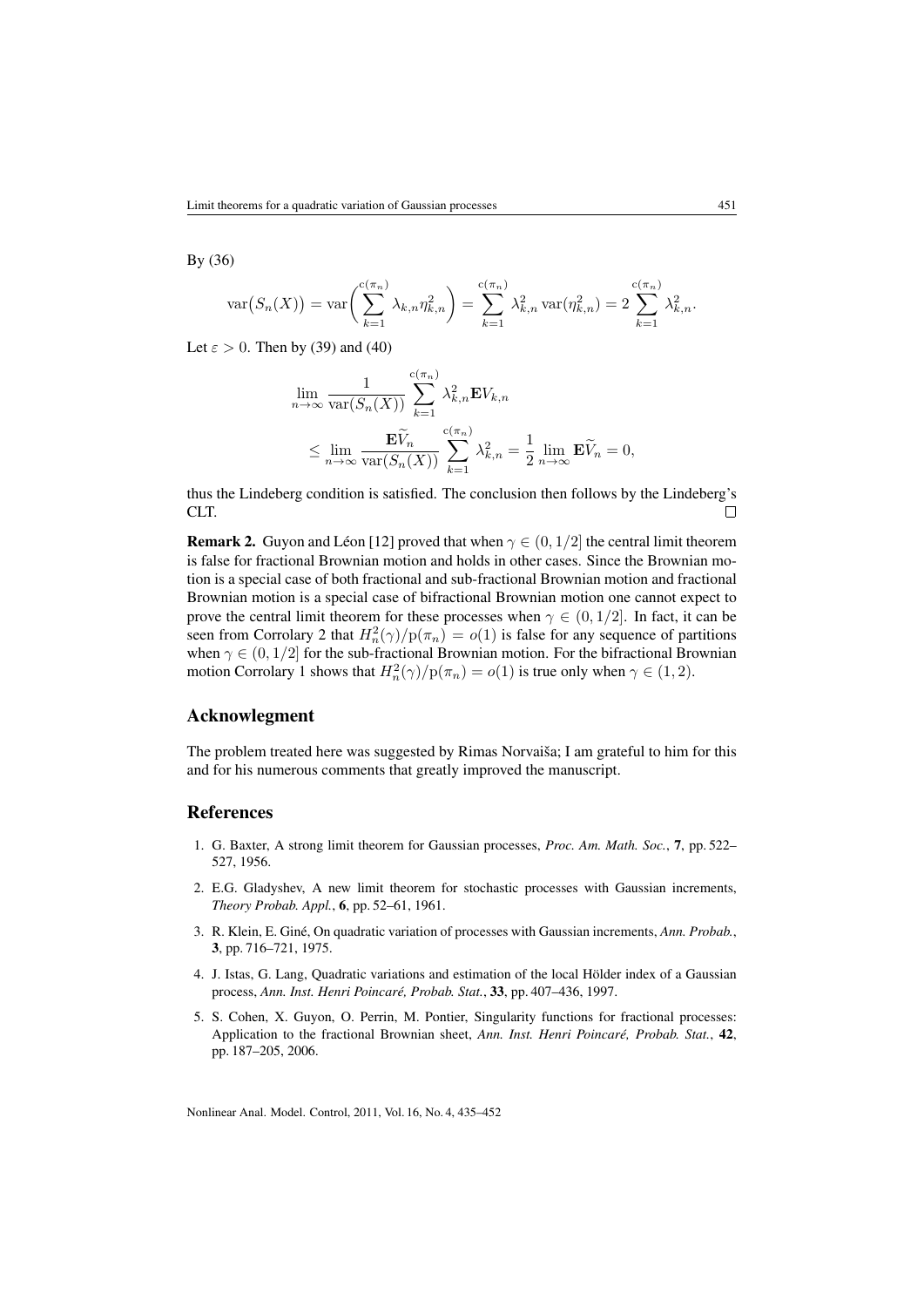By (36)

$$\operatorname{var}\bigl(S_n(X)\bigr) = \operatorname{var}\biggl(\sum_{k=1}^{\mathrm{c}(\pi_n)} \lambda_{k,n}\eta_{k,n}^2\biggr) = \sum_{k=1}^{\mathrm{c}(\pi_n)} \lambda_{k,n}^2 \operatorname{var}(\eta_{k,n}^2) = 2\sum_{k=1}^{\mathrm{c}(\pi_n)} \lambda_{k,n}^2.$$

Let $\varepsilon > 0$. Then by (39) and (40)

$$\begin{aligned}
&\lim_{n\to\infty} \frac{1}{\operatorname{var}(S_n(X))} \sum_{k=1}^{\mathrm{c}(\pi_n)} \lambda_{k,n}^2 \mathbf{E} V_{k,n} \\
&\quad \le \lim_{n\to\infty} \frac{\mathbf{E}\widetilde{V}_n}{\operatorname{var}(S_n(X))} \sum_{k=1}^{\mathrm{c}(\pi_n)} \lambda_{k,n}^2 = \frac{1}{2}\lim_{n\to\infty} \mathbf{E}\widetilde{V}_n = 0,
\end{aligned}$$

thus the Lindeberg condition is satisfied. The conclusion then follows by the Lindeberg's CLT. □

**Remark 2.** Guyon and Léon [12] proved that when $\gamma \in (0, 1/2]$ the central limit theorem is false for fractional Brownian motion and holds in other cases. Since the Brownian motion is a special case of both fractional and sub-fractional Brownian motion and fractional Brownian motion is a special case of bifractional Brownian motion one cannot expect to prove the central limit theorem for these processes when $\gamma \in (0, 1/2]$. In fact, it can be seen from Corrolary 2 that $H_n^2(\gamma)/\mathrm{p}(\pi_n) = o(1)$ is false for any sequence of partitions when $\gamma \in (0, 1/2]$ for the sub-fractional Brownian motion. For the bifractional Brownian motion Corrolary 1 shows that $H_n^2(\gamma)/\mathrm{p}(\pi_n) = o(1)$ is true only when $\gamma \in (1, 2)$.

## Acknowlegment

The problem treated here was suggested by Rimas Norvaiša; I am grateful to him for this and for his numerous comments that greatly improved the manuscript.

## References

1. G. Baxter, A strong limit theorem for Gaussian processes, *Proc. Am. Math. Soc.*, **7**, pp. 522–527, 1956.
2. E.G. Gladyshev, A new limit theorem for stochastic processes with Gaussian increments, *Theory Probab. Appl.*, **6**, pp. 52–61, 1961.
3. R. Klein, E. Giné, On quadratic variation of processes with Gaussian increments, *Ann. Probab.*, **3**, pp. 716–721, 1975.
4. J. Istas, G. Lang, Quadratic variations and estimation of the local Hölder index of a Gaussian process, *Ann. Inst. Henri Poincaré, Probab. Stat.*, **33**, pp. 407–436, 1997.
5. S. Cohen, X. Guyon, O. Perrin, M. Pontier, Singularity functions for fractional processes: Application to the fractional Brownian sheet, *Ann. Inst. Henri Poincaré, Probab. Stat.*, **42**, pp. 187–205, 2006.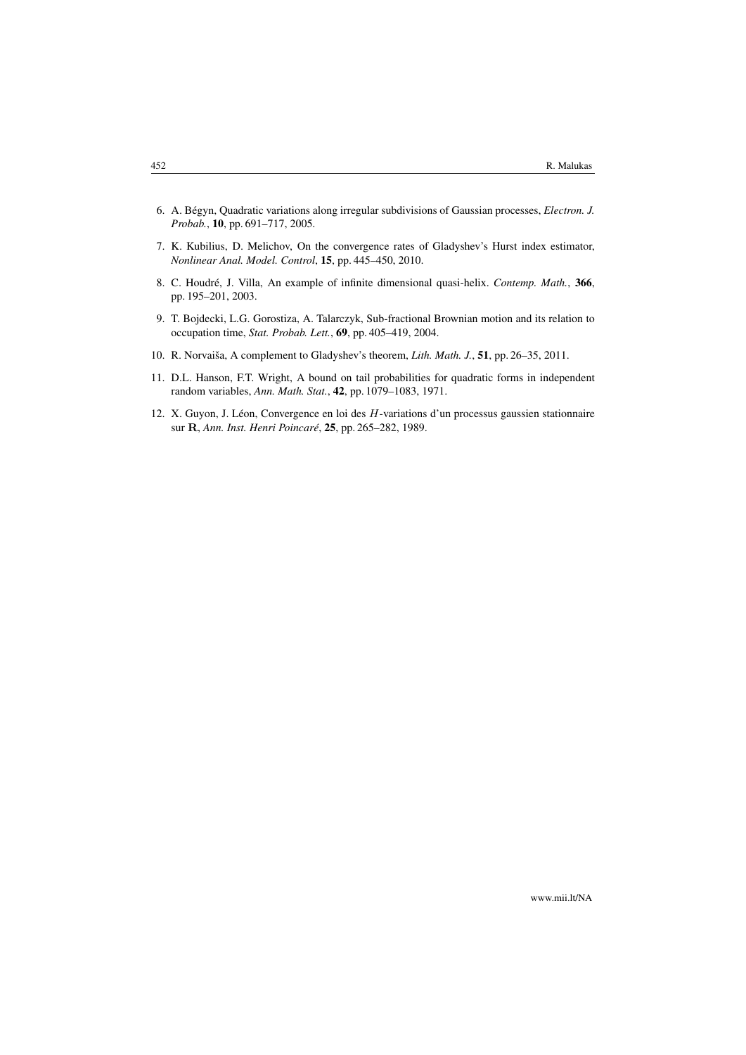6. A. Bégyn, Quadratic variations along irregular subdivisions of Gaussian processes, *Electron. J. Probab.*, **10**, pp. 691–717, 2005.

7. K. Kubilius, D. Melichov, On the convergence rates of Gladyshev's Hurst index estimator, *Nonlinear Anal. Model. Control*, **15**, pp. 445–450, 2010.

8. C. Houdré, J. Villa, An example of infinite dimensional quasi-helix. *Contemp. Math.*, **366**, pp. 195–201, 2003.

9. T. Bojdecki, L.G. Gorostiza, A. Talarczyk, Sub-fractional Brownian motion and its relation to occupation time, *Stat. Probab. Lett.*, **69**, pp. 405–419, 2004.

10. R. Norvaiša, A complement to Gladyshev's theorem, *Lith. Math. J.*, **51**, pp. 26–35, 2011.

11. D.L. Hanson, F.T. Wright, A bound on tail probabilities for quadratic forms in independent random variables, *Ann. Math. Stat.*, **42**, pp. 1079–1083, 1971.

12. X. Guyon, J. Léon, Convergence en loi des $H$-variations d'un processus gaussien stationnaire sur $\mathbf{R}$, *Ann. Inst. Henri Poincaré*, **25**, pp. 265–282, 1989.